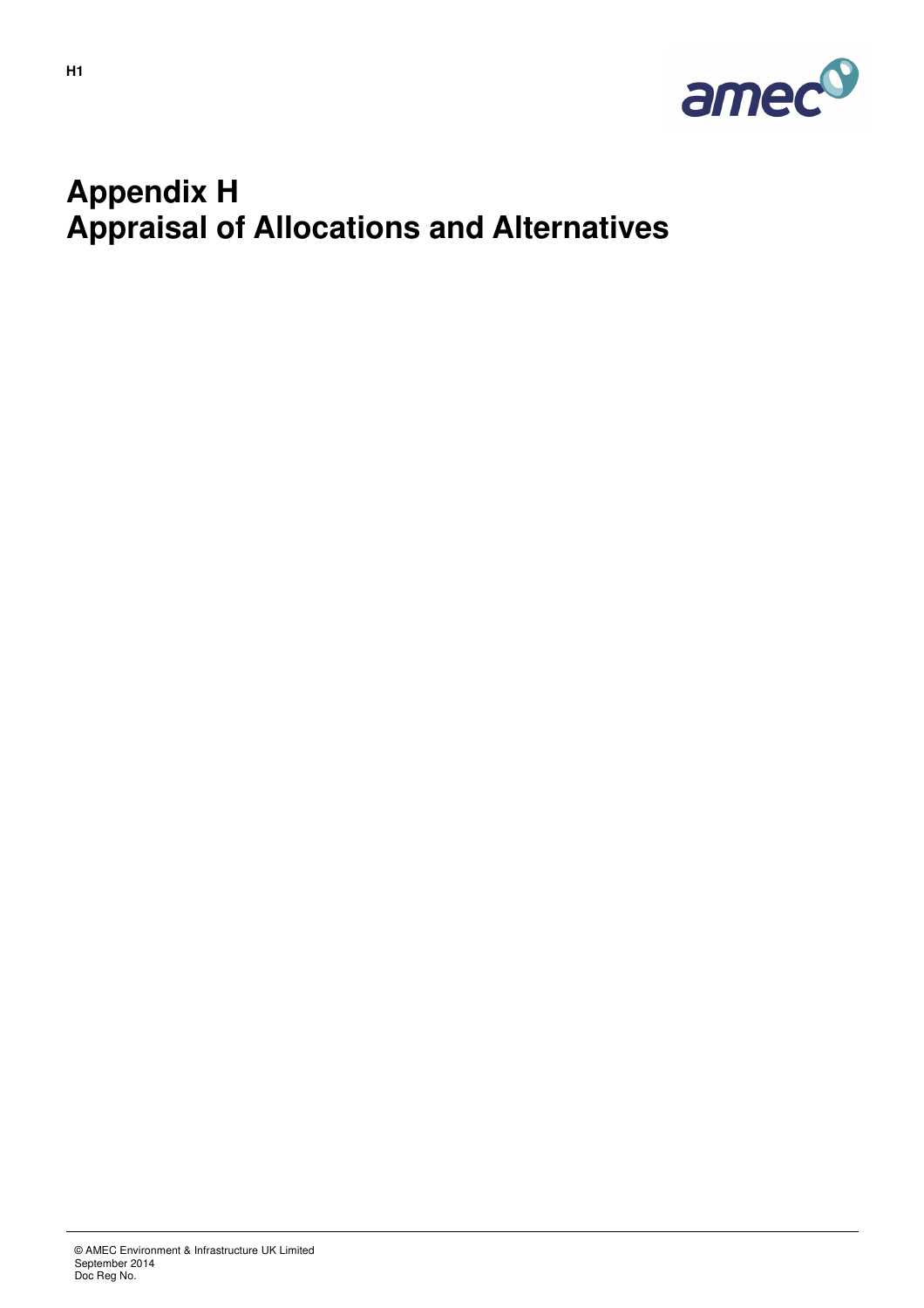# Appendix H
# Appraisal of Allocations and Alternatives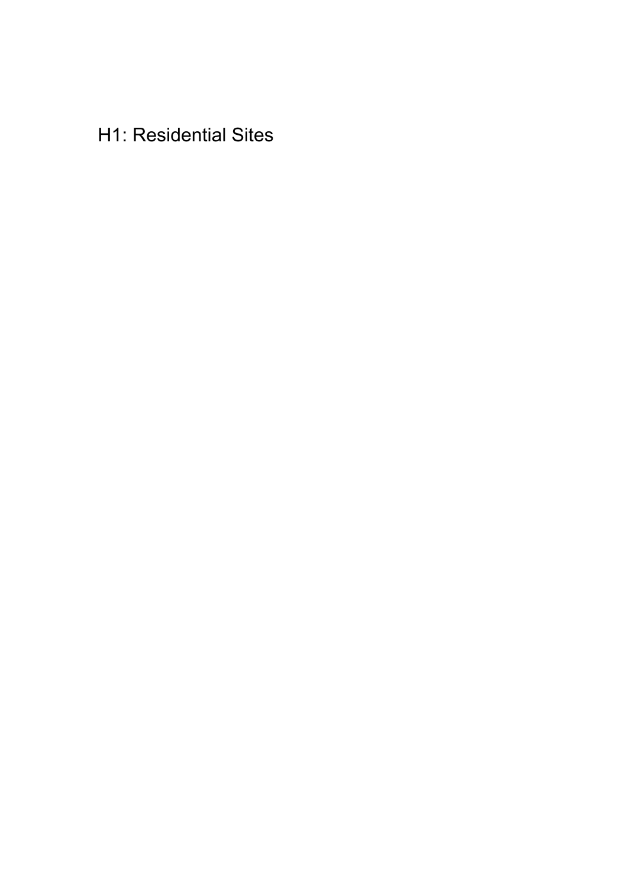# H1: Residential Sites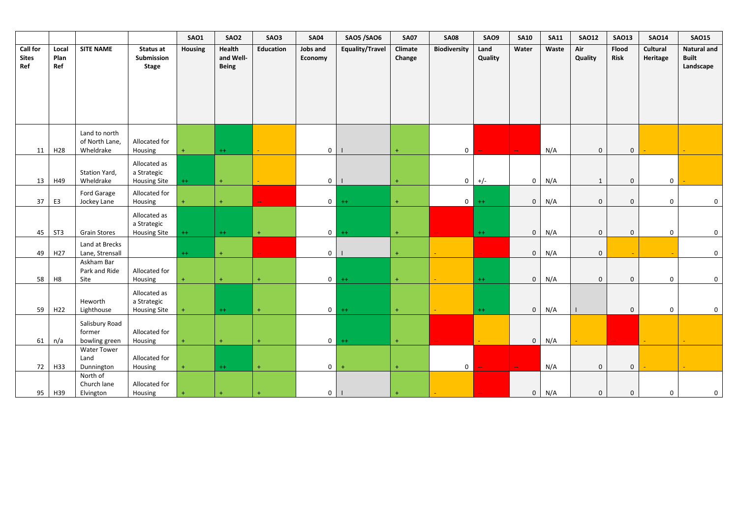| | | | | SAO1 | SAO2 | SAO3 | SAO4 | SAO5 /SAO6 | SAO7 | SAO8 | SAO9 | SAO10 | SA11 | SAO12 | SAO13 | SAO14 | SAO15 |
|---|---|---|---|---|---|---|---|---|---|---|---|---|---|---|---|---|---|
| Call for Sites Ref | Local Plan Ref | SITE NAME | Status at Submission Stage | Housing | Health and Well-Being | Education | Jobs and Economy | Equality/Travel | Climate Change | Biodiversity | Land Quality | Water | Waste | Air Quality | Flood Risk | Cultural Heritage | Natural and Built Landscape |
| 11 | H28 | Land to north of North Lane, Wheldrake | Allocated for Housing | + | ++ | - | 0 | I | + | 0 | -- | -- | N/A | 0 | 0 | - | - |
| 13 | H49 | Station Yard, Wheldrake | Allocated as a Strategic Housing Site | ++ | + | - | 0 | I | + | 0 | +/- | 0 | N/A | 1 | 0 | 0 | - |
| 37 | E3 | Ford Garage Jockey Lane | Allocated for Housing | + | + | -- | 0 | ++ | + | 0 | ++ | 0 | N/A | 0 | 0 | 0 | 0 |
| 45 | ST3 | Grain Stores | Allocated as a Strategic Housing Site | ++ | ++ | + | 0 | ++ | + | -- | ++ | 0 | N/A | 0 | 0 | 0 | 0 |
| 49 | H27 | Land at Brecks Lane, Strensall | | ++ | + | -- | 0 | I | + | - | -- | 0 | N/A | 0 | - | - | 0 |
| 58 | H8 | Askham Bar Park and Ride Site | Allocated for Housing | + | + | + | 0 | ++ | + | - | ++ | 0 | N/A | 0 | 0 | 0 | 0 |
| 59 | H22 | Heworth Lighthouse | Allocated as a Strategic Housing Site | + | ++ | + | 0 | ++ | + | - | ++ | 0 | N/A | I | 0 | 0 | 0 |
| 61 | n/a | Salisbury Road former bowling green | Allocated for Housing | + | + | + | 0 | ++ | + | -- | - | 0 | N/A | - | -- | - | - |
| 72 | H33 | Water Tower Land Dunnington | Allocated for Housing | + | ++ | + | 0 | + | + | 0 | -- | -- | N/A | 0 | 0 | - | - |
| 95 | H39 | North of Church lane Elvington | Allocated for Housing | + | + | + | 0 | I | + | - | -- | 0 | N/A | 0 | 0 | 0 | 0 |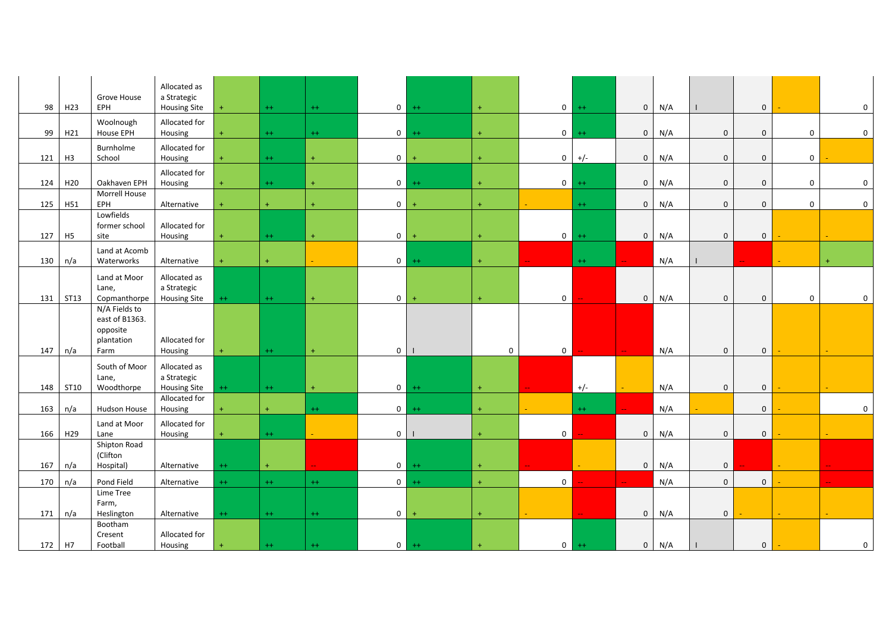| | | | | | | | | | | | | | | | | | |
|---|---|---|---|---|---|---|---|---|---|---|---|---|---|---|---|---|---|
| 98 | H23 | Grove House EPH | Allocated as a Strategic Housing Site | + | ++ | ++ | 0 | ++ | + | 0 | ++ | 0 | N/A | I | 0 | - | 0 |
| 99 | H21 | Woolnough House EPH | Allocated for Housing | + | ++ | ++ | 0 | ++ | + | 0 | ++ | 0 | N/A | 0 | 0 | 0 | 0 |
| 121 | H3 | Burnholme School | Allocated for Housing | + | ++ | + | 0 | + | + | 0 | +/- | 0 | N/A | 0 | 0 | 0 | - |
| 124 | H20 | Oakhaven EPH | Allocated for Housing | + | ++ | + | 0 | ++ | + | 0 | ++ | 0 | N/A | 0 | 0 | 0 | 0 |
| 125 | H51 | Morrell House EPH | Alternative | + | + | + | 0 | + | + | - | ++ | 0 | N/A | 0 | 0 | 0 | 0 |
| 127 | H5 | Lowfields former school site | Allocated for Housing | + | ++ | + | 0 | + | + | 0 | ++ | 0 | N/A | 0 | 0 | - | - |
| 130 | n/a | Land at Acomb Waterworks | Alternative | + | + | - | 0 | ++ | + | -- | ++ | -- | N/A | I | -- | - | + |
| 131 | ST13 | Land at Moor Lane, Copmanthorpe | Allocated as a Strategic Housing Site | ++ | ++ | + | 0 | + | + | 0 | -- | 0 | N/A | 0 | 0 | 0 | 0 |
| 147 | n/a | N/A Fields to east of B1363. opposite plantation Farm | Allocated for Housing | + | ++ | + | 0 | I | 0 | 0 | -- | -- | N/A | 0 | 0 | - | - |
| 148 | ST10 | South of Moor Lane, Woodthorpe | Allocated as a Strategic Housing Site | ++ | ++ | + | 0 | ++ | + | -- | +/- | - | N/A | 0 | 0 | - | - |
| 163 | n/a | Hudson House | Allocated for Housing | + | + | ++ | 0 | ++ | + | - | ++ | -- | N/A | - | 0 | - | 0 |
| 166 | H29 | Land at Moor Lane | Allocated for Housing | + | ++ | - | 0 | I | + | 0 | -- | 0 | N/A | 0 | 0 | - | - |
| 167 | n/a | Shipton Road (Clifton Hospital) | Alternative | ++ | + | -- | 0 | ++ | + | -- | - | 0 | N/A | 0 | -- | - | -- |
| 170 | n/a | Pond Field | Alternative | ++ | ++ | ++ | 0 | ++ | + | 0 | -- | -- | N/A | 0 | 0 | - | -- |
| 171 | n/a | Lime Tree Farm, Heslington | Alternative | ++ | ++ | ++ | 0 | + | + | - | -- | 0 | N/A | 0 | - | - | - |
| 172 | H7 | Bootham Cresent Football | Allocated for Housing | + | ++ | ++ | 0 | ++ | + | 0 | ++ | 0 | N/A | I | 0 | - | 0 |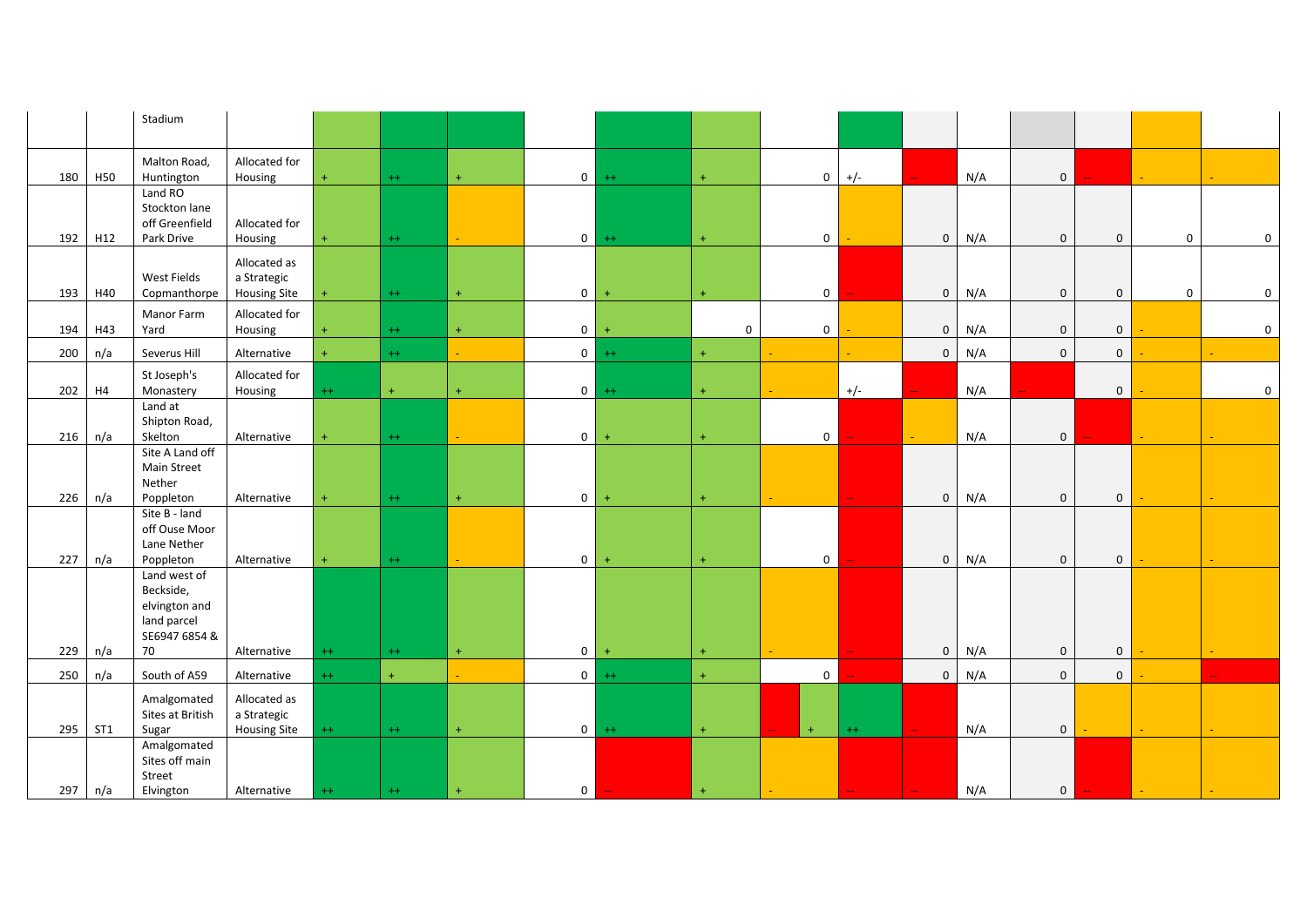| | | | | | | | | | | | | | | | | | |
|---|---|---|---|---|---|---|---|---|---|---|---|---|---|---|---|---|---|
| | | Stadium | | | | | | | | | | | | | | | |
| 180 | H50 | Malton Road, Huntington | Allocated for Housing | + | ++ | + | 0 | ++ | + | 0 | +/- | -- | N/A | 0 | -- | - | - |
| 192 | H12 | Land RO Stockton lane off Greenfield Park Drive | Allocated for Housing | + | ++ | - | 0 | ++ | + | 0 | - | 0 | N/A | 0 | 0 | 0 | 0 |
| 193 | H40 | West Fields Copmanthorpe | Allocated as a Strategic Housing Site | + | ++ | + | 0 | + | + | 0 | -- | 0 | N/A | 0 | 0 | 0 | 0 |
| 194 | H43 | Manor Farm Yard | Allocated for Housing | + | ++ | + | 0 | + | 0 | 0 | - | 0 | N/A | 0 | 0 | - | 0 |
| 200 | n/a | Severus Hill | Alternative | + | ++ | - | 0 | ++ | + | - | - | 0 | N/A | 0 | 0 | - | - |
| 202 | H4 | St Joseph's Monastery | Allocated for Housing | ++ | + | + | 0 | ++ | + | - | +/- | -- | N/A | -- | 0 | - | 0 |
| 216 | n/a | Land at Shipton Road, Skelton | Alternative | + | ++ | - | 0 | + | + | 0 | -- | - | N/A | 0 | -- | - | - |
| 226 | n/a | Site A Land off Main Street Nether Poppleton | Alternative | + | ++ | + | 0 | + | + | - | -- | 0 | N/A | 0 | 0 | - | - |
| 227 | n/a | Site B - land off Ouse Moor Lane Nether Poppleton | Alternative | + | ++ | - | 0 | + | + | 0 | -- | 0 | N/A | 0 | 0 | - | - |
| 229 | n/a | Land west of Beckside, elvington and land parcel SE6947 6854 & 70 | Alternative | ++ | ++ | + | 0 | + | + | - | -- | 0 | N/A | 0 | 0 | - | - |
| 250 | n/a | South of A59 | Alternative | ++ | + | - | 0 | ++ | + | 0 | -- | 0 | N/A | 0 | 0 | - | -- |
| 295 | ST1 | Amalgomated Sites at British Sugar | Allocated as a Strategic Housing Site | ++ | ++ | + | 0 | ++ | + | -- / + | ++ | -- | N/A | 0 | - | - | - |
| 297 | n/a | Amalgomated Sites off main Street Elvington | Alternative | ++ | ++ | + | 0 | -- | + | - | -- | -- | N/A | 0 | -- | - | - |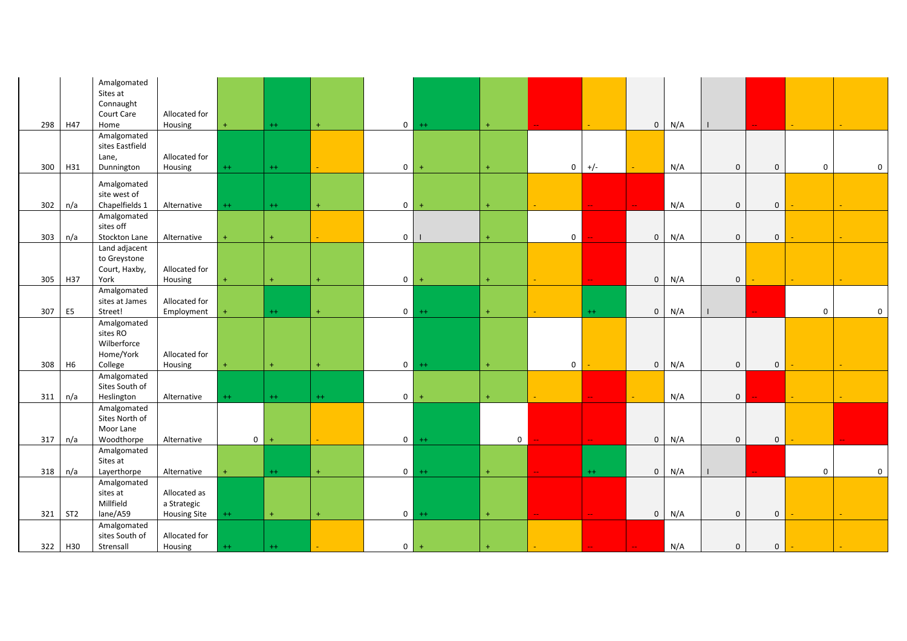| | | | | | | | | | | | | | | | | | |
|---|---|---|---|---|---|---|---|---|---|---|---|---|---|---|---|---|---|
| 298 | H47 | Amalgomated Sites at Connaught Court Care Home | Allocated for Housing | + | ++ | + | 0 | ++ | + | -- | - | 0 | N/A | I | -- | - | - |
| 300 | H31 | Amalgomated sites Eastfield Lane, Dunnington | Allocated for Housing | ++ | ++ | - | 0 | + | + | 0 | +/- | - | N/A | 0 | 0 | 0 | 0 |
| 302 | n/a | Amalgomated site west of Chapelfields 1 | Alternative | ++ | ++ | + | 0 | + | + | - | -- | -- | N/A | 0 | 0 | - | - |
| 303 | n/a | Amalgomated sites off Stockton Lane | Alternative | + | + | - | 0 | I | + | 0 | -- | 0 | N/A | 0 | 0 | - | - |
| 305 | H37 | Land adjacent to Greystone Court, Haxby, York | Allocated for Housing | + | + | + | 0 | + | + | - | -- | 0 | N/A | 0 | - | - | - |
| 307 | E5 | Amalgomated sites at James Street! | Allocated for Employment | + | ++ | + | 0 | ++ | + | - | ++ | 0 | N/A | I | -- | 0 | 0 |
| 308 | H6 | Amalgomated sites RO Wilberforce Home/York College | Allocated for Housing | + | + | + | 0 | ++ | + | 0 | - | 0 | N/A | 0 | 0 | - | - |
| 311 | n/a | Amalgomated Sites South of Heslington | Alternative | ++ | ++ | ++ | 0 | + | + | - | -- | - | N/A | 0 | -- | - | - |
| 317 | n/a | Amalgomated Sites North of Moor Lane Woodthorpe | Alternative | 0 | + | - | 0 | ++ | 0 | -- | -- | 0 | N/A | 0 | 0 | - | -- |
| 318 | n/a | Amalgomated Sites at Layerthorpe | Alternative | + | ++ | + | 0 | ++ | + | -- | ++ | 0 | N/A | I | -- | 0 | 0 |
| 321 | ST2 | Amalgomated sites at Millfield lane/A59 | Allocated as a Strategic Housing Site | ++ | + | + | 0 | ++ | + | -- | -- | 0 | N/A | 0 | 0 | - | - |
| 322 | H30 | Amalgomated sites South of Strensall | Allocated for Housing | ++ | ++ | - | 0 | + | + | - | -- | -- | N/A | 0 | 0 | - | - |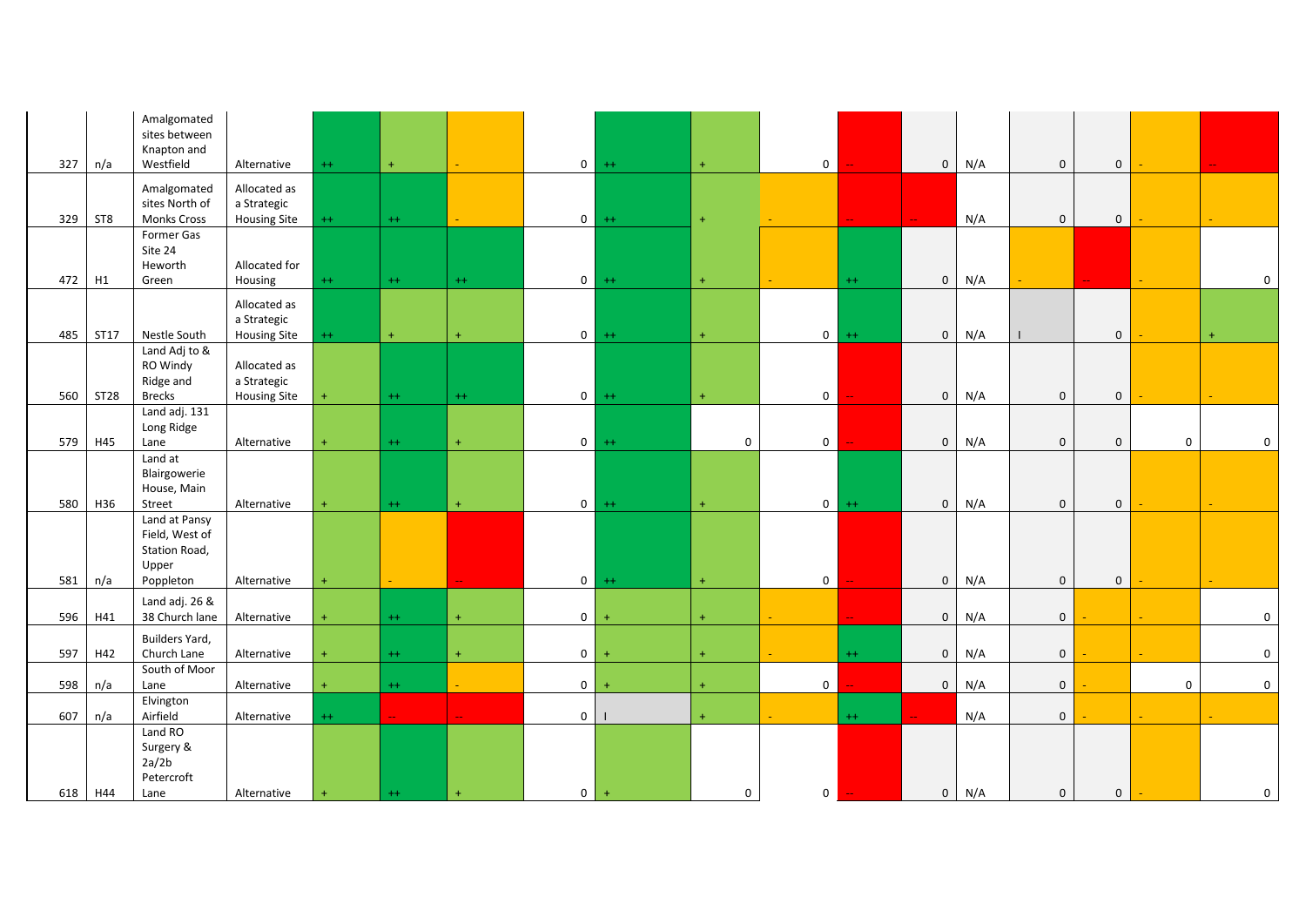| | | | | | | | | | | | | | | | | | |
|---|---|---|---|---|---|---|---|---|---|---|---|---|---|---|---|---|---|
| 327 | n/a | Amalgomated sites between Knapton and Westfield | Alternative | ++ | + | - | 0 | ++ | + | 0 | -- | 0 | N/A | 0 | 0 | - | -- |
| 329 | ST8 | Amalgomated sites North of Monks Cross | Allocated as a Strategic Housing Site | ++ | ++ | - | 0 | ++ | + | - | -- | -- | N/A | 0 | 0 | - | - |
| 472 | H1 | Former Gas Site 24 Heworth Green | Allocated for Housing | ++ | ++ | ++ | 0 | ++ | + | - | ++ | 0 | N/A | - | -- | - | 0 |
| 485 | ST17 | Nestle South | Allocated as a Strategic Housing Site | ++ | + | + | 0 | ++ | + | 0 | ++ | 0 | N/A | I | 0 | - | + |
| 560 | ST28 | Land Adj to & RO Windy Ridge and Brecks | Allocated as a Strategic Housing Site | + | ++ | ++ | 0 | ++ | + | 0 | -- | 0 | N/A | 0 | 0 | - | - |
| 579 | H45 | Land adj. 131 Long Ridge Lane | Alternative | + | ++ | + | 0 | ++ | 0 | 0 | -- | 0 | N/A | 0 | 0 | 0 | 0 |
| 580 | H36 | Land at Blairgowerie House, Main Street | Alternative | + | ++ | + | 0 | ++ | + | 0 | ++ | 0 | N/A | 0 | 0 | - | - |
| 581 | n/a | Land at Pansy Field, West of Station Road, Upper Poppleton | Alternative | + | - | -- | 0 | ++ | + | 0 | -- | 0 | N/A | 0 | 0 | - | - |
| 596 | H41 | Land adj. 26 & 38 Church lane | Alternative | + | ++ | + | 0 | + | + | - | -- | 0 | N/A | 0 | - | - | 0 |
| 597 | H42 | Builders Yard, Church Lane | Alternative | + | ++ | + | 0 | + | + | - | ++ | 0 | N/A | 0 | - | - | 0 |
| 598 | n/a | South of Moor Lane | Alternative | + | ++ | - | 0 | + | + | 0 | -- | 0 | N/A | 0 | - | 0 | 0 |
| 607 | n/a | Elvington Airfield | Alternative | ++ | -- | -- | 0 | I | + | - | ++ | -- | N/A | 0 | - | - | - |
| 618 | H44 | Land RO Surgery & 2a/2b Petercroft Lane | Alternative | + | ++ | + | 0 | + | 0 | 0 | -- | 0 | N/A | 0 | 0 | - | 0 |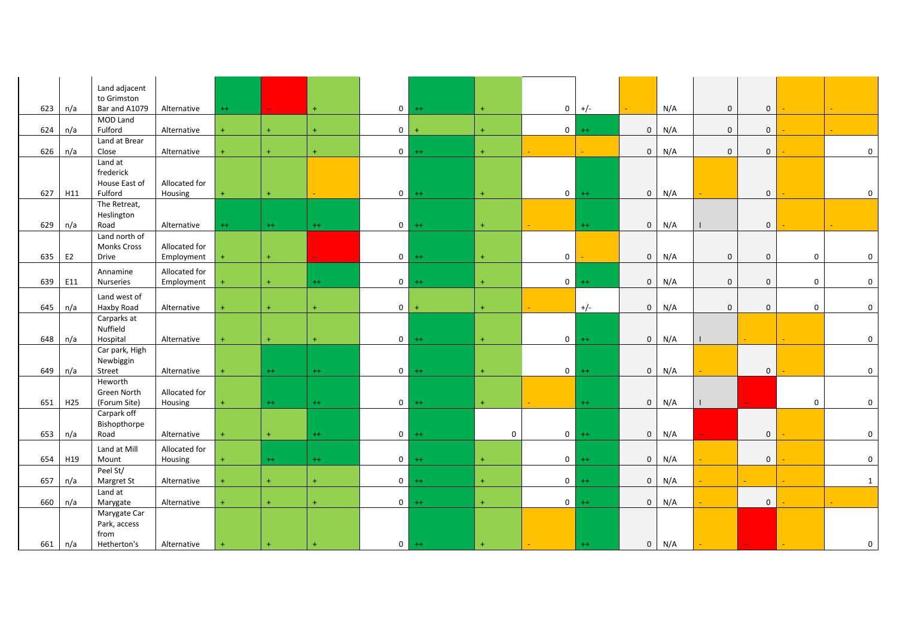| | | | | | | | | | | | | | | | | | |
|---|---|---|---|---|---|---|---|---|---|---|---|---|---|---|---|---|---|
| 623 | n/a | Land adjacent to Grimston Bar and A1079 | Alternative | ++ | -- | + | 0 | ++ | + | 0 | +/- | - | N/A | 0 | 0 | - | - |
| 624 | n/a | MOD Land Fulford | Alternative | + | + | + | 0 | + | + | 0 | ++ | 0 | N/A | 0 | 0 | - | - |
| 626 | n/a | Land at Brear Close | Alternative | + | + | + | 0 | ++ | + | - | - | 0 | N/A | 0 | 0 | - | 0 |
| 627 | H11 | Land at frederick House East of Fulford | Allocated for Housing | + | + | - | 0 | ++ | + | 0 | ++ | 0 | N/A | - | 0 | - | 0 |
| 629 | n/a | The Retreat, Heslington Road | Alternative | ++ | ++ | ++ | 0 | ++ | + | - | ++ | 0 | N/A | I | 0 | - | - |
| 635 | E2 | Land north of Monks Cross Drive | Allocated for Employment | + | + | -- | 0 | ++ | + | 0 | - | 0 | N/A | 0 | 0 | 0 | 0 |
| 639 | E11 | Annamine Nurseries | Allocated for Employment | + | + | ++ | 0 | ++ | + | 0 | ++ | 0 | N/A | 0 | 0 | 0 | 0 |
| 645 | n/a | Land west of Haxby Road | Alternative | + | + | + | 0 | + | + | - | +/- | 0 | N/A | 0 | 0 | 0 | 0 |
| 648 | n/a | Carparks at Nuffield Hospital | Alternative | + | + | + | 0 | ++ | + | 0 | ++ | 0 | N/A | I | - | - | 0 |
| 649 | n/a | Car park, High Newbiggin Street | Alternative | + | ++ | ++ | 0 | ++ | + | 0 | ++ | 0 | N/A | - | 0 | - | 0 |
| 651 | H25 | Heworth Green North (Forum Site) | Allocated for Housing | + | ++ | ++ | 0 | ++ | + | - | ++ | 0 | N/A | I | -- | 0 | 0 |
| 653 | n/a | Carpark off Bishopthorpe Road | Alternative | + | + | ++ | 0 | ++ | 0 | 0 | ++ | 0 | N/A | -- | 0 | - | 0 |
| 654 | H19 | Land at Mill Mount | Allocated for Housing | + | ++ | ++ | 0 | ++ | + | 0 | ++ | 0 | N/A | - | 0 | - | 0 |
| 657 | n/a | Peel St/ Margret St | Alternative | + | + | + | 0 | ++ | + | 0 | ++ | 0 | N/A | - | - | - | 1 |
| 660 | n/a | Land at Marygate | Alternative | + | + | + | 0 | ++ | + | 0 | ++ | 0 | N/A | - | 0 | - | - |
| 661 | n/a | Marygate Car Park, access from Hetherton's | Alternative | + | + | + | 0 | ++ | + | - | ++ | 0 | N/A | - | -- | - | 0 |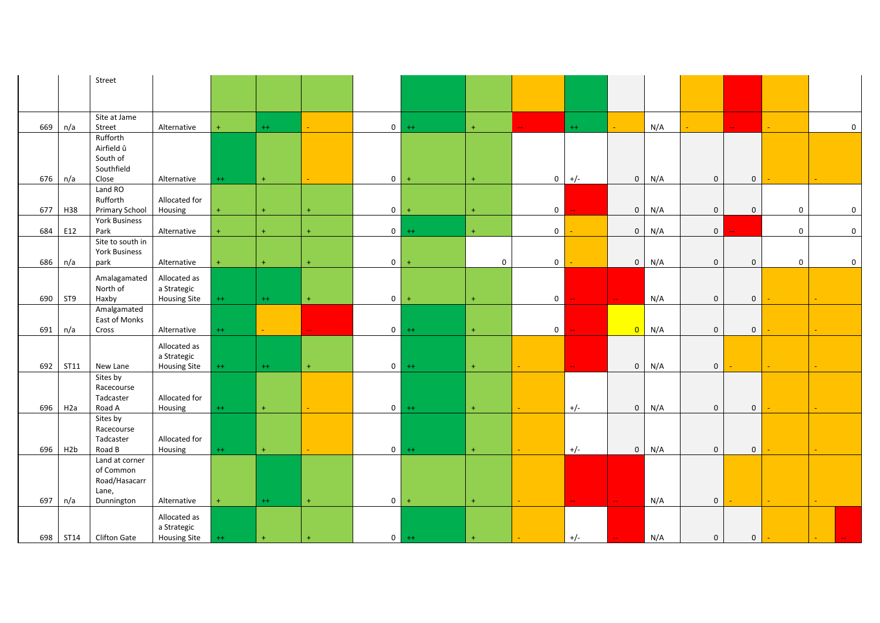| | | | | | | | | | | | | | | | | | |
|---|---|---|---|---|---|---|---|---|---|---|---|---|---|---|---|---|---|
| | | Street | | | | | | | | | | | | | | | |
| 669 | n/a | Site at Jame Street | Alternative | + | ++ | - | 0 | ++ | + | -- | ++ | - | N/A | - | -- | - | 0 |
| 676 | n/a | Rufforth Airfield û South of Southfield Close | Alternative | ++ | + | - | 0 | + | + | 0 | +/- | 0 | N/A | 0 | 0 | - | - |
| 677 | H38 | Land RO Rufforth Primary School | Allocated for Housing | + | + | + | 0 | + | + | 0 | -- | 0 | N/A | 0 | 0 | 0 | 0 |
| 684 | E12 | York Business Park | Alternative | + | + | + | 0 | ++ | + | 0 | - | 0 | N/A | 0 | -- | 0 | 0 |
| 686 | n/a | Site to south in York Business park | Alternative | + | + | + | 0 | + | 0 | 0 | - | 0 | N/A | 0 | 0 | 0 | 0 |
| 690 | ST9 | Amalagamated North of Haxby | Allocated as a Strategic Housing Site | ++ | ++ | + | 0 | + | + | 0 | -- | -- | N/A | 0 | 0 | - | - |
| 691 | n/a | Amalgamated East of Monks Cross | Alternative | ++ | - | -- | 0 | ++ | + | 0 | -- | 0 | N/A | 0 | 0 | - | - |
| 692 | ST11 | New Lane | Allocated as a Strategic Housing Site | ++ | ++ | + | 0 | ++ | + | - | -- | 0 | N/A | 0 | - | - | - |
| 696 | H2a | Sites by Racecourse Tadcaster Road A | Allocated for Housing | ++ | + | - | 0 | ++ | + | - | +/- | 0 | N/A | 0 | 0 | - | - |
| 696 | H2b | Sites by Racecourse Tadcaster Road B | Allocated for Housing | ++ | + | - | 0 | ++ | + | - | +/- | 0 | N/A | 0 | 0 | - | - |
| 697 | n/a | Land at corner of Common Road/Hasacarr Lane, Dunnington | Alternative | + | ++ | + | 0 | + | + | - | -- | -- | N/A | 0 | - | - | - |
| 698 | ST14 | Clifton Gate | Allocated as a Strategic Housing Site | ++ | + | + | 0 | ++ | + | - | +/- | -- | N/A | 0 | 0 | - | - -- |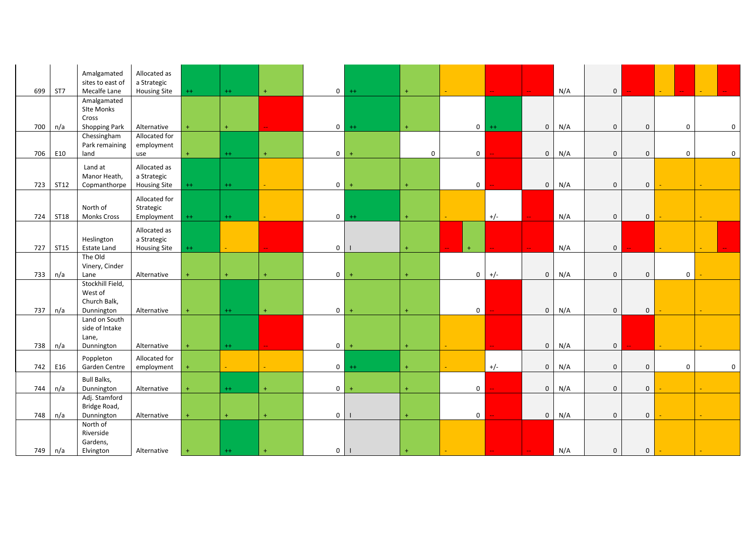| | | | | | | | | | | | | | | | | | |
|---|---|---|---|---|---|---|---|---|---|---|---|---|---|---|---|---|---|
| 699 | ST7 | Amalgamated sites to east of Mecalfe Lane | Allocated as a Strategic Housing Site | ++ | ++ | + | 0 | ++ | + | - | -- | -- | N/A | 0 | -- | - -- | - -- |
| 700 | n/a | Amalgamated SIte Monks Cross Shopping Park | Alternative | + | + | -- | 0 | ++ | + | 0 | ++ | 0 | N/A | 0 | 0 | 0 | 0 |
| 706 | E10 | Chessingham Park remaining land | Allocated for employment use | + | ++ | + | 0 | + | 0 | 0 | -- | 0 | N/A | 0 | 0 | 0 | 0 |
| 723 | ST12 | Land at Manor Heath, Copmanthorpe | Allocated as a Strategic Housing Site | ++ | ++ | - | 0 | + | + | 0 | -- | 0 | N/A | 0 | 0 | - | - |
| 724 | ST18 | North of Monks Cross | Allocated for Strategic Employment | ++ | ++ | - | 0 | ++ | + | - | +/- | -- | N/A | 0 | 0 | - | - |
| 727 | ST15 | Heslington Estate Land | Allocated as a Strategic Housing Site | ++ | - | -- | 0 | I | + | -- + | -- | -- | N/A | 0 | -- | - | - -- |
| 733 | n/a | The Old Vinery, Cinder Lane | Alternative | + | + | + | 0 | + | + | 0 | +/- | 0 | N/A | 0 | 0 | 0 | - |
| 737 | n/a | Stockhill Field, West of Church Balk, Dunnington | Alternative | + | ++ | + | 0 | + | + | 0 | -- | 0 | N/A | 0 | 0 | - | - |
| 738 | n/a | Land on South side of Intake Lane, Dunnington | Alternative | + | ++ | -- | 0 | + | + | - | -- | 0 | N/A | 0 | -- | - | - |
| 742 | E16 | Poppleton Garden Centre | Allocated for employment | + | - | - | 0 | ++ | + | - | +/- | 0 | N/A | 0 | 0 | 0 | 0 |
| 744 | n/a | Bull Balks, Dunnington | Alternative | + | ++ | + | 0 | + | + | 0 | -- | 0 | N/A | 0 | 0 | - | - |
| 748 | n/a | Adj. Stamford Bridge Road, Dunnington | Alternative | + | + | + | 0 | I | + | 0 | -- | 0 | N/A | 0 | 0 | - | - |
| 749 | n/a | North of Riverside Gardens, Elvington | Alternative | + | ++ | + | 0 | I | + | - | -- | -- | N/A | 0 | 0 | - | - |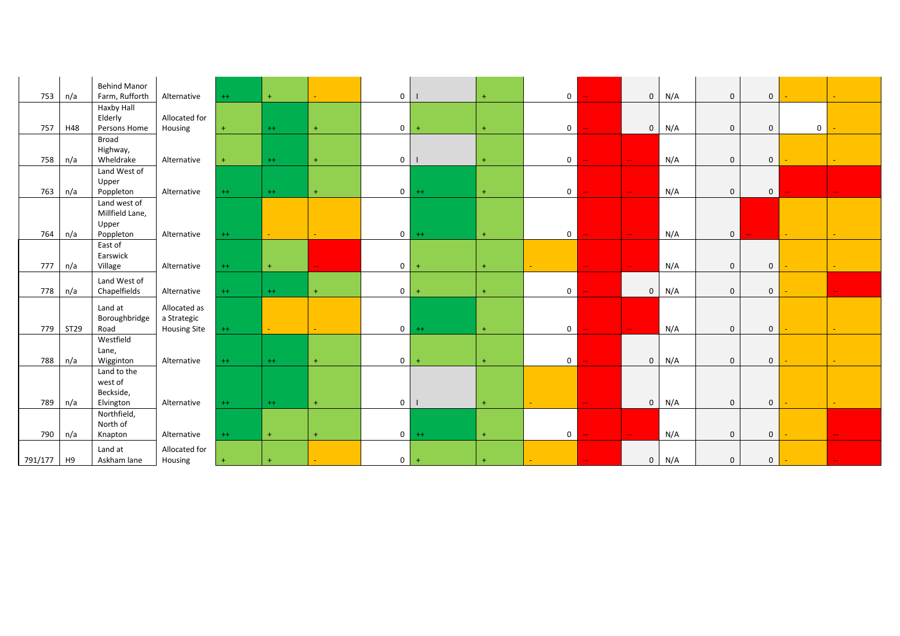| | | | | | | | | | | | | | | | | | |
|---|---|---|---|---|---|---|---|---|---|---|---|---|---|---|---|---|---|
| 753 | n/a | Behind Manor Farm, Rufforth | Alternative | ++ | + | - | 0 | I | + | 0 | -- | 0 | N/A | 0 | 0 | - | - |
| 757 | H48 | Haxby Hall Elderly Persons Home | Allocated for Housing | + | ++ | + | 0 | + | + | 0 | -- | 0 | N/A | 0 | 0 | 0 | - |
| 758 | n/a | Broad Highway, Wheldrake | Alternative | + | ++ | + | 0 | I | + | 0 | -- | -- | N/A | 0 | 0 | - | - |
| 763 | n/a | Land West of Upper Poppleton | Alternative | ++ | ++ | + | 0 | ++ | + | 0 | -- | -- | N/A | 0 | 0 | -- | -- |
| 764 | n/a | Land west of Millfield Lane, Upper Poppleton | Alternative | ++ | - | - | 0 | ++ | + | 0 | -- | -- | N/A | 0 | -- | - | - |
| 777 | n/a | East of Earswick Village | Alternative | ++ | + | -- | 0 | + | + | - | -- | -- | N/A | 0 | 0 | - | - |
| 778 | n/a | Land West of Chapelfields | Alternative | ++ | ++ | + | 0 | + | + | 0 | -- | 0 | N/A | 0 | 0 | - | -- |
| 779 | ST29 | Land at Boroughbridge Road | Allocated as a Strategic Housing Site | ++ | - | - | 0 | ++ | + | 0 | -- | -- | N/A | 0 | 0 | - | - |
| 788 | n/a | Westfield Lane, Wigginton | Alternative | ++ | ++ | + | 0 | + | + | 0 | -- | 0 | N/A | 0 | 0 | - | - |
| 789 | n/a | Land to the west of Beckside, Elvington | Alternative | ++ | ++ | + | 0 | I | + | - | -- | 0 | N/A | 0 | 0 | - | - |
| 790 | n/a | Northfield, North of Knapton | Alternative | ++ | + | + | 0 | ++ | + | 0 | -- | -- | N/A | 0 | 0 | - | -- |
| 791/177 | H9 | Land at Askham lane | Allocated for Housing | + | + | - | 0 | + | + | - | -- | 0 | N/A | 0 | 0 | - | -- |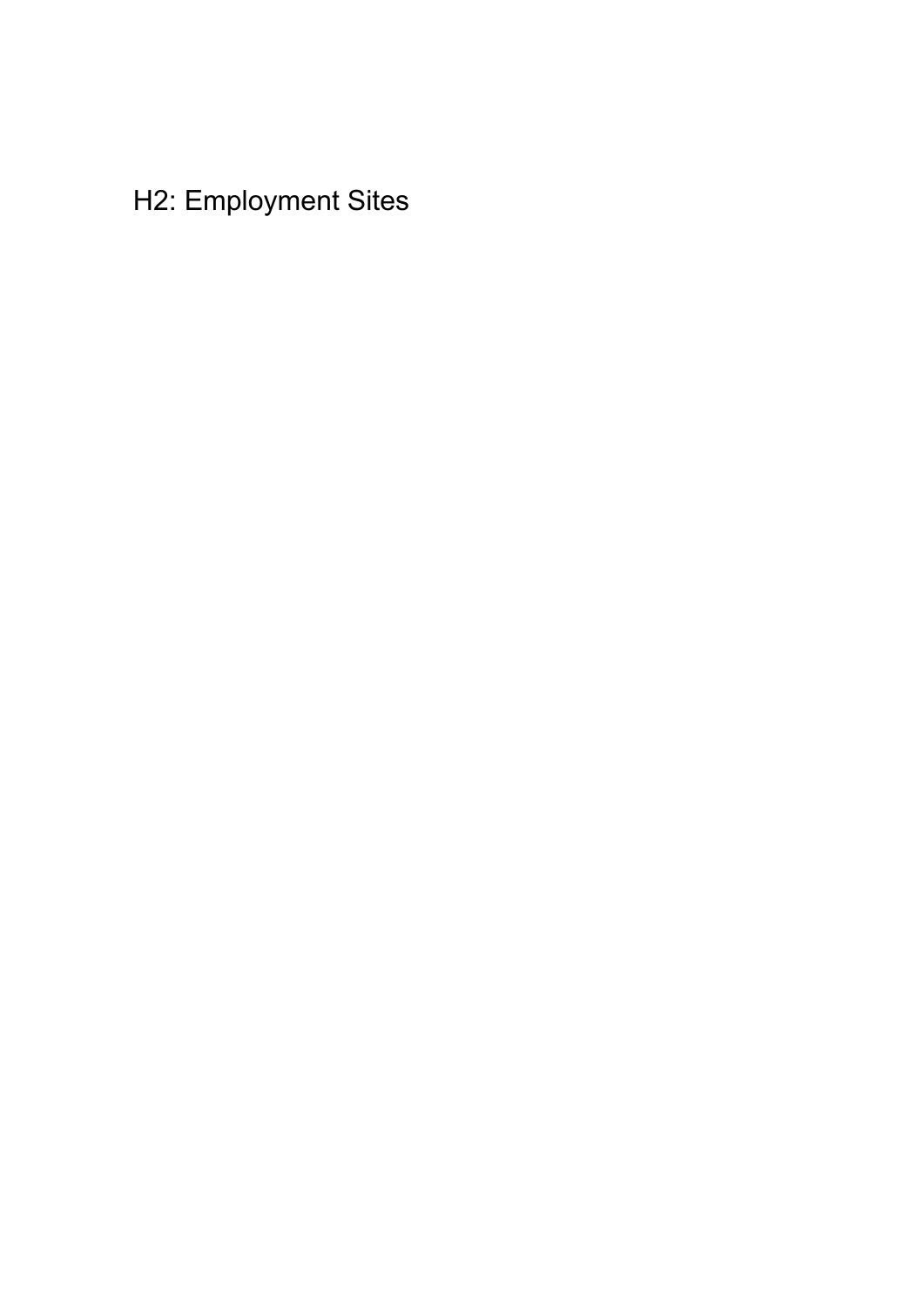H2: Employment Sites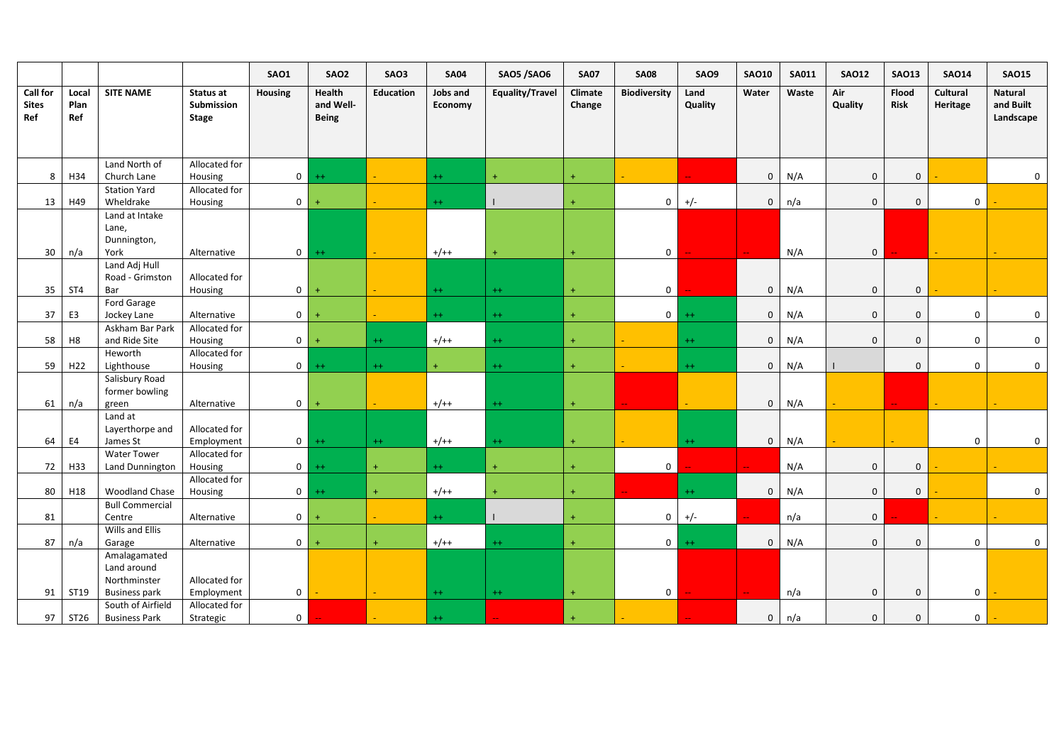| | | | | SAO1 | SAO2 | SAO3 | SAO4 | SAO5 /SAO6 | SAO7 | SAO8 | SAO9 | SAO10 | SAO11 | SAO12 | SAO13 | SAO14 | SAO15 |
|---|---|---|---|---|---|---|---|---|---|---|---|---|---|---|---|---|---|
| Call for Sites Ref | Local Plan Ref | SITE NAME | Status at Submission Stage | Housing | Health and Well-Being | Education | Jobs and Economy | Equality/Travel | Climate Change | Biodiversity | Land Quality | Water | Waste | Air Quality | Flood Risk | Cultural Heritage | Natural and Built Landscape |
| 8 | H34 | Land North of Church Lane | Allocated for Housing | 0 | ++ | - | ++ | + | + | - | -- | 0 | N/A | 0 | 0 | - | 0 |
| 13 | H49 | Station Yard Wheldrake | Allocated for Housing | 0 | + | - | ++ | I | + | 0 | +/- | 0 | n/a | 0 | 0 | 0 | - |
| 30 | n/a | Land at Intake Lane, Dunnington, York | Alternative | 0 | ++ | - | +/++ | + | + | 0 | -- | -- | N/A | 0 | -- | - | - |
| 35 | ST4 | Land Adj Hull Road - Grimston Bar | Allocated for Housing | 0 | + | - | ++ | ++ | + | 0 | -- | 0 | N/A | 0 | 0 | - | - |
| 37 | E3 | Ford Garage Jockey Lane | Alternative | 0 | + | - | ++ | ++ | + | 0 | ++ | 0 | N/A | 0 | 0 | 0 | 0 |
| 58 | H8 | Askham Bar Park and Ride Site | Allocated for Housing | 0 | + | ++ | +/++ | ++ | + | - | ++ | 0 | N/A | 0 | 0 | 0 | 0 |
| 59 | H22 | Heworth Lighthouse | Allocated for Housing | 0 | ++ | ++ | + | ++ | + | - | ++ | 0 | N/A | I | 0 | 0 | 0 |
| 61 | n/a | Salisbury Road former bowling green | Alternative | 0 | + | - | +/++ | ++ | + | -- | - | 0 | N/A | - | -- | - | - |
| 64 | E4 | Land at Layerthorpe and James St | Allocated for Employment | 0 | ++ | ++ | +/++ | ++ | + | - | ++ | 0 | N/A | - | - | 0 | 0 |
| 72 | H33 | Water Tower Land Dunnington | Allocated for Housing | 0 | ++ | + | ++ | + | + | 0 | -- | -- | N/A | 0 | 0 | - | - |
| 80 | H18 | Woodland Chase | Allocated for Housing | 0 | ++ | + | +/++ | + | + | -- | ++ | 0 | N/A | 0 | 0 | - | 0 |
| 81 | | Bull Commercial Centre | Alternative | 0 | + | - | ++ | I | + | 0 | +/- | -- | n/a | 0 | -- | - | - |
| 87 | n/a | Wills and Ellis Garage | Alternative | 0 | + | + | +/++ | ++ | + | 0 | ++ | 0 | N/A | 0 | 0 | 0 | 0 |
| 91 | ST19 | Amalagamated Land around Northminster Business park | Allocated for Employment | 0 | - | - | ++ | ++ | + | 0 | -- | -- | n/a | 0 | 0 | 0 | - |
| 97 | ST26 | South of Airfield Business Park | Allocated for Strategic | 0 | -- | - | ++ | -- | + | - | -- | 0 | n/a | 0 | 0 | 0 | - |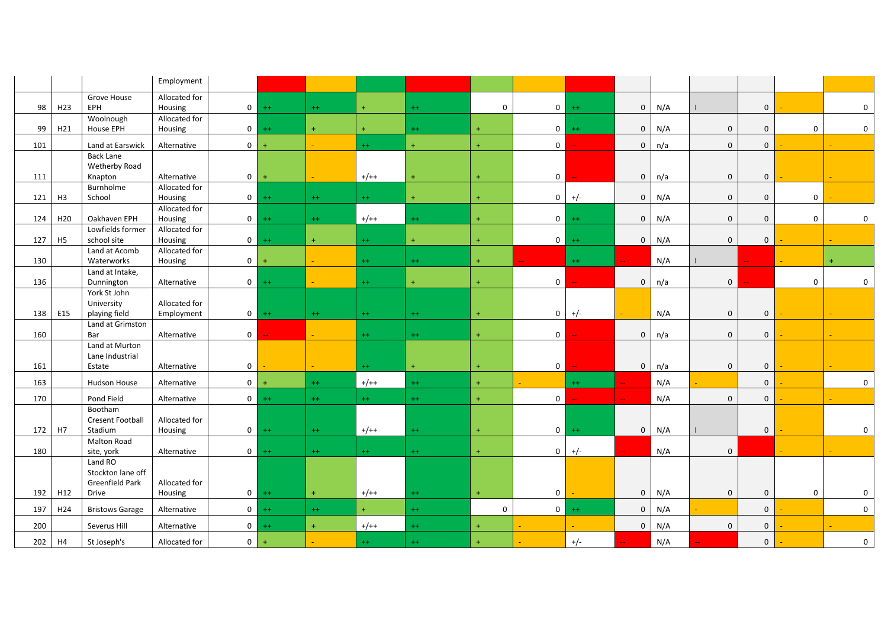| | | | | | | | | | | | | | | | | | |
|---|---|---|---|---|---|---|---|---|---|---|---|---|---|---|---|---|---|
| | | | Employment | | | | | | | | | | | | | | |
| 98 | H23 | Grove House EPH | Allocated for Housing | 0 | ++ | ++ | + | ++ | 0 | 0 | ++ | 0 | N/A | I | 0 | - | 0 |
| 99 | H21 | Woolnough House EPH | Allocated for Housing | 0 | ++ | + | + | ++ | + | 0 | ++ | 0 | N/A | 0 | 0 | 0 | 0 |
| 101 | | Land at Earswick | Alternative | 0 | + | - | ++ | + | + | 0 | -- | 0 | n/a | 0 | 0 | - | - |
| 111 | | Back Lane Wetherby Road Knapton | Alternative | 0 | + | - | +/++ | + | + | 0 | -- | 0 | n/a | 0 | 0 | - | - |
| 121 | H3 | Burnholme School | Allocated for Housing | 0 | ++ | ++ | ++ | + | + | 0 | +/- | 0 | N/A | 0 | 0 | 0 | - |
| 124 | H20 | Oakhaven EPH | Allocated for Housing | 0 | ++ | ++ | +/++ | ++ | + | 0 | ++ | 0 | N/A | 0 | 0 | 0 | 0 |
| 127 | H5 | Lowfields former school site | Allocated for Housing | 0 | ++ | + | ++ | + | + | 0 | ++ | 0 | N/A | 0 | 0 | - | - |
| 130 | | Land at Acomb Waterworks | Allocated for Housing | 0 | + | - | ++ | ++ | + | -- | ++ | -- | N/A | I | -- | - | + |
| 136 | | Land at Intake, Dunnington | Alternative | 0 | ++ | - | ++ | + | + | 0 | -- | 0 | n/a | 0 | -- | 0 | 0 |
| 138 | E15 | York St John University playing field | Allocated for Employment | 0 | ++ | ++ | ++ | ++ | + | 0 | +/- | - | N/A | 0 | 0 | - | - |
| 160 | | Land at Grimston Bar | Alternative | 0 | -- | - | ++ | ++ | + | 0 | -- | 0 | n/a | 0 | 0 | - | - |
| 161 | | Land at Murton Lane Industrial Estate | Alternative | 0 | - | - | ++ | + | + | 0 | -- | 0 | n/a | 0 | 0 | - | - |
| 163 | | Hudson House | Alternative | 0 | + | ++ | +/++ | ++ | + | - | ++ | -- | N/A | - | 0 | - | 0 |
| 170 | | Pond Field | Alternative | 0 | ++ | ++ | ++ | ++ | + | 0 | -- | -- | N/A | 0 | 0 | - | - |
| 172 | H7 | Bootham Cresent Football Stadium | Allocated for Housing | 0 | ++ | ++ | +/++ | ++ | + | 0 | ++ | 0 | N/A | I | 0 | - | 0 |
| 180 | | Malton Road site, york | Alternative | 0 | ++ | ++ | ++ | ++ | + | 0 | +/- | -- | N/A | 0 | -- | - | - |
| 192 | H12 | Land RO Stockton lane off Greenfield Park Drive | Allocated for Housing | 0 | ++ | + | +/++ | ++ | + | 0 | - | 0 | N/A | 0 | 0 | 0 | 0 |
| 197 | H24 | Bristows Garage | Alternative | 0 | ++ | ++ | + | ++ | 0 | 0 | ++ | 0 | N/A | - | 0 | - | 0 |
| 200 | | Severus Hill | Alternative | 0 | ++ | + | +/++ | ++ | + | - | - | 0 | N/A | 0 | 0 | - | - |
| 202 | H4 | St Joseph's | Allocated for | 0 | + | - | ++ | ++ | + | - | +/- | -- | N/A | -- | 0 | - | 0 |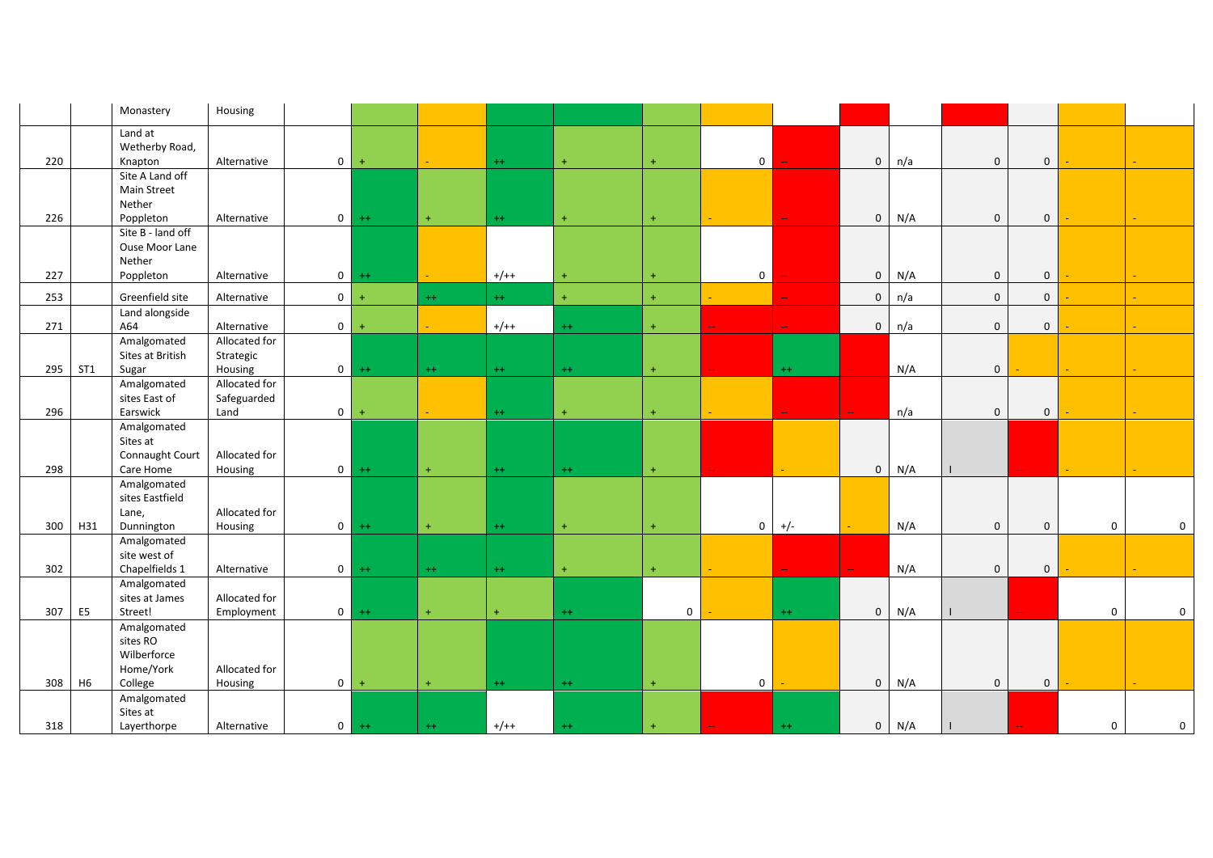| | | | | | | | | | | | | | | | | | |
|---|---|---|---|---|---|---|---|---|---|---|---|---|---|---|---|---|---|
| | | Monastery | Housing | | | | | | | | | | | | | | |
| 220 | | Land at Wetherby Road, Knapton | Alternative | 0 | + | - | ++ | + | + | 0 | -- | 0 | n/a | 0 | 0 | - | - |
| 226 | | Site A Land off Main Street Nether Poppleton | Alternative | 0 | ++ | + | ++ | + | + | - | -- | 0 | N/A | 0 | 0 | - | - |
| 227 | | Site B - land off Ouse Moor Lane Nether Poppleton | Alternative | 0 | ++ | - | +/++ | + | + | 0 | -- | 0 | N/A | 0 | 0 | - | - |
| 253 | | Greenfield site | Alternative | 0 | + | ++ | ++ | + | + | - | -- | 0 | n/a | 0 | 0 | - | - |
| 271 | | Land alongside A64 | Alternative | 0 | + | - | +/++ | ++ | + | -- | -- | 0 | n/a | 0 | 0 | - | - |
| 295 | ST1 | Amalgomated Sites at British Sugar | Allocated for Strategic Housing | 0 | ++ | ++ | ++ | ++ | + | -- | ++ | -- | N/A | 0 | - | - | - |
| 296 | | Amalgomated sites East of Earswick | Allocated for Safeguarded Land | 0 | + | - | ++ | + | + | - | -- | -- | n/a | 0 | 0 | - | - |
| 298 | | Amalgomated Sites at Connaught Court Care Home | Allocated for Housing | 0 | ++ | + | ++ | ++ | + | -- | - | 0 | N/A | I | -- | - | - |
| 300 | H31 | Amalgomated sites Eastfield Lane, Dunnington | Allocated for Housing | 0 | ++ | + | ++ | + | + | 0 | +/- | - | N/A | 0 | 0 | 0 | 0 |
| 302 | | Amalgomated site west of Chapelfields 1 | Alternative | 0 | ++ | ++ | ++ | + | + | - | -- | -- | N/A | 0 | 0 | - | - |
| 307 | E5 | Amalgomated sites at James Street! | Allocated for Employment | 0 | ++ | + | + | ++ | 0 | - | ++ | 0 | N/A | I | -- | 0 | 0 |
| 308 | H6 | Amalgomated sites RO Wilberforce Home/York College | Allocated for Housing | 0 | + | + | ++ | ++ | + | 0 | - | 0 | N/A | 0 | 0 | - | - |
| 318 | | Amalgomated Sites at Layerthorpe | Alternative | 0 | ++ | ++ | +/++ | ++ | + | -- | ++ | 0 | N/A | I | -- | 0 | 0 |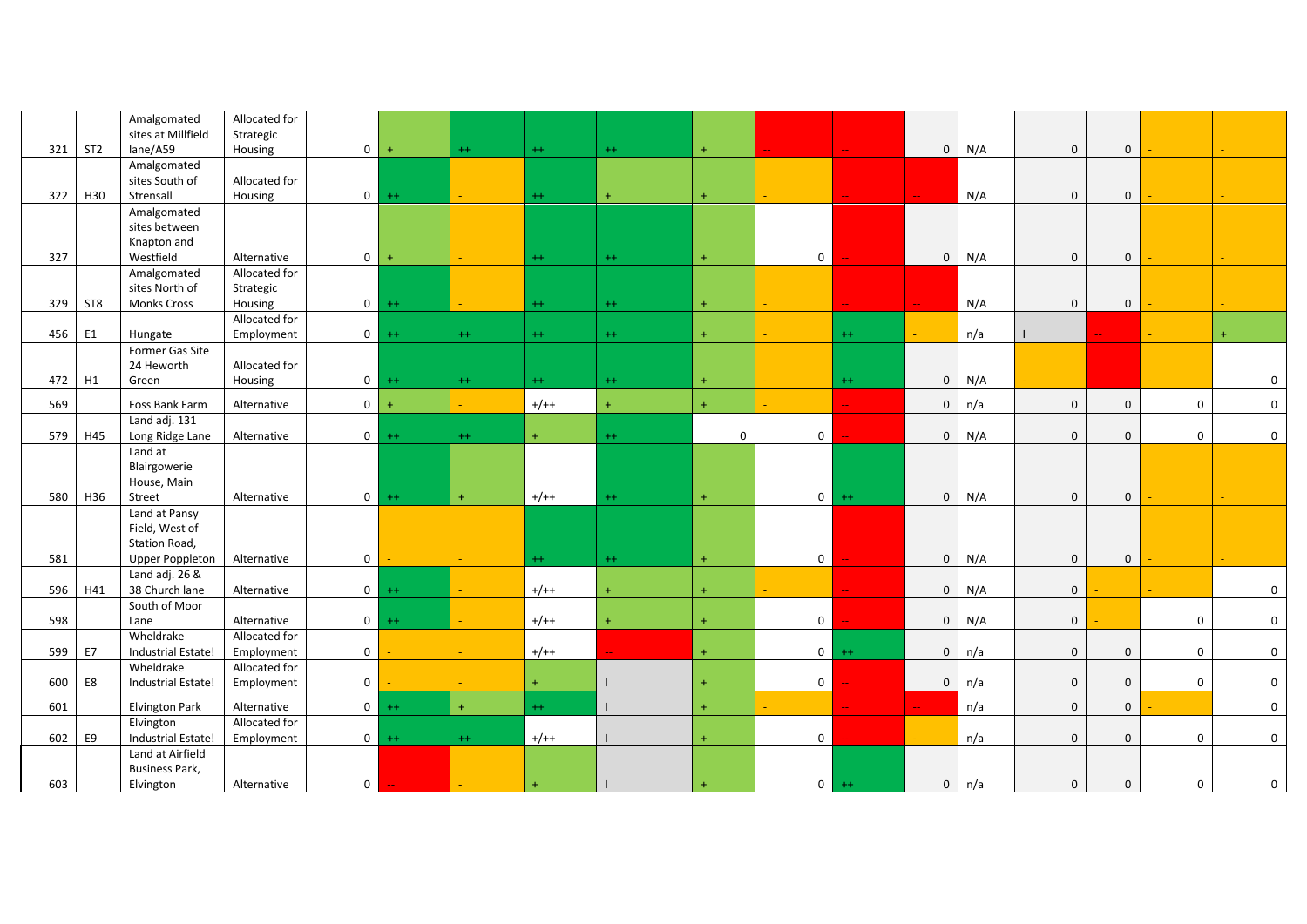| | | | | | | | | | | | | | | | | | |
|---|---|---|---|---|---|---|---|---|---|---|---|---|---|---|---|---|---|
| 321 | ST2 | Amalgomated sites at Millfield lane/A59 | Allocated for Strategic Housing | 0 | + | ++ | ++ | ++ | + | -- | -- | 0 | N/A | 0 | 0 | - | - |
| 322 | H30 | Amalgomated sites South of Strensall | Allocated for Housing | 0 | ++ | - | ++ | + | + | - | -- | -- | N/A | 0 | 0 | - | - |
| 327 | | Amalgomated sites between Knapton and Westfield | Alternative | 0 | + | - | ++ | ++ | + | 0 | -- | 0 | N/A | 0 | 0 | - | - |
| 329 | ST8 | Amalgomated sites North of Monks Cross | Allocated for Strategic Housing | 0 | ++ | - | ++ | ++ | + | - | -- | -- | N/A | 0 | 0 | - | - |
| 456 | E1 | Hungate | Allocated for Employment | 0 | ++ | ++ | ++ | ++ | + | - | ++ | - | n/a | I | -- | - | + |
| 472 | H1 | Former Gas Site 24 Heworth Green | Allocated for Housing | 0 | ++ | ++ | ++ | ++ | + | - | ++ | 0 | N/A | - | -- | - | 0 |
| 569 | | Foss Bank Farm | Alternative | 0 | + | - | +/++ | + | + | - | -- | 0 | n/a | 0 | 0 | 0 | 0 |
| 579 | H45 | Land adj. 131 Long Ridge Lane | Alternative | 0 | ++ | ++ | + | ++ | 0 | 0 | -- | 0 | N/A | 0 | 0 | 0 | 0 |
| 580 | H36 | Land at Blairgowerie House, Main Street | Alternative | 0 | ++ | + | +/++ | ++ | + | 0 | ++ | 0 | N/A | 0 | 0 | - | - |
| 581 | | Land at Pansy Field, West of Station Road, Upper Poppleton | Alternative | 0 | - | - | ++ | ++ | + | 0 | -- | 0 | N/A | 0 | 0 | - | - |
| 596 | H41 | Land adj. 26 & 38 Church lane | Alternative | 0 | ++ | - | +/++ | + | + | - | -- | 0 | N/A | 0 | - | - | 0 |
| 598 | | South of Moor Lane | Alternative | 0 | ++ | - | +/++ | + | + | 0 | -- | 0 | N/A | 0 | - | 0 | 0 |
| 599 | E7 | Wheldrake Industrial Estate! | Allocated for Employment | 0 | - | - | +/++ | -- | + | 0 | ++ | 0 | n/a | 0 | 0 | 0 | 0 |
| 600 | E8 | Wheldrake Industrial Estate! | Allocated for Employment | 0 | - | - | + | I | + | 0 | -- | 0 | n/a | 0 | 0 | 0 | 0 |
| 601 | | Elvington Park | Alternative | 0 | ++ | + | ++ | I | + | - | -- | -- | n/a | 0 | 0 | - | 0 |
| 602 | E9 | Elvington Industrial Estate! | Allocated for Employment | 0 | ++ | ++ | +/++ | I | + | 0 | -- | - | n/a | 0 | 0 | 0 | 0 |
| 603 | | Land at Airfield Business Park, Elvington | Alternative | 0 | -- | - | + | I | + | 0 | ++ | 0 | n/a | 0 | 0 | 0 | 0 |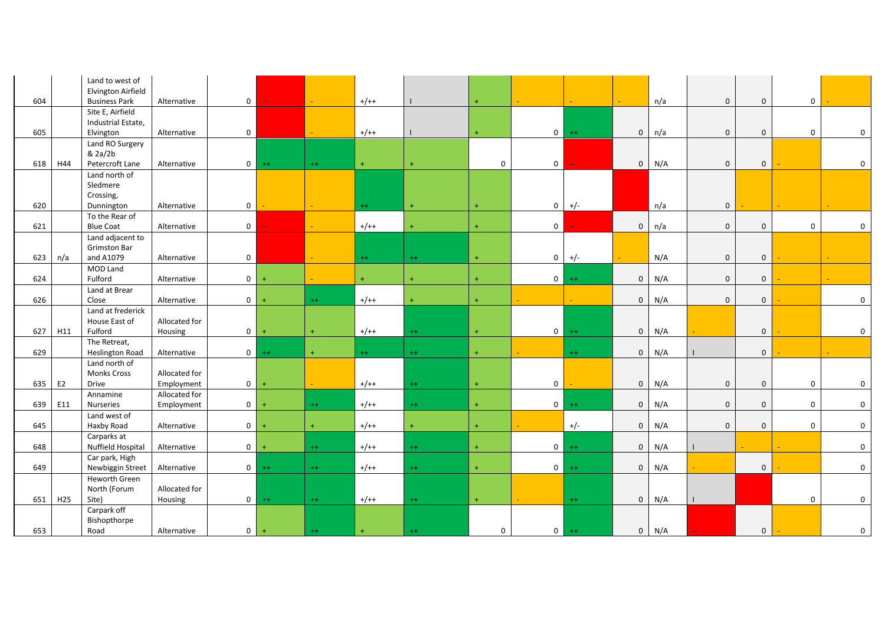| | | | | | | | | | | | | | | | | | |
|---|---|---|---|---|---|---|---|---|---|---|---|---|---|---|---|---|---|
| 604 | | Land to west of Elvington Airfield Business Park | Alternative | 0 | -- | - | +/++ | I | + | - | - | - | n/a | 0 | 0 | 0 | - |
| 605 | | Site E, Airfield Industrial Estate, Elvington | Alternative | 0 | -- | - | +/++ | I | + | 0 | ++ | 0 | n/a | 0 | 0 | 0 | 0 |
| 618 | H44 | Land RO Surgery & 2a/2b Petercroft Lane | Alternative | 0 | ++ | ++ | + | + | 0 | 0 | -- | 0 | N/A | 0 | 0 | - | 0 |
| 620 | | Land north of Sledmere Crossing, Dunnington | Alternative | 0 | - | - | ++ | + | + | 0 | +/- | -- | n/a | 0 | - | - | - |
| 621 | | To the Rear of Blue Coat | Alternative | 0 | -- | - | +/++ | + | + | 0 | -- | 0 | n/a | 0 | 0 | 0 | 0 |
| 623 | n/a | Land adjacent to Grimston Bar and A1079 | Alternative | 0 | -- | - | ++ | ++ | + | 0 | +/- | - | N/A | 0 | 0 | - | - |
| 624 | | MOD Land Fulford | Alternative | 0 | + | - | + | + | + | 0 | ++ | 0 | N/A | 0 | 0 | - | - |
| 626 | | Land at Brear Close | Alternative | 0 | + | ++ | +/++ | + | + | - | - | 0 | N/A | 0 | 0 | - | 0 |
| 627 | H11 | Land at frederick House East of Fulford | Allocated for Housing | 0 | + | + | +/++ | ++ | + | 0 | ++ | 0 | N/A | - | 0 | - | 0 |
| 629 | | The Retreat, Heslington Road | Alternative | 0 | ++ | + | ++ | ++ | + | - | ++ | 0 | N/A | I | 0 | - | - |
| 635 | E2 | Land north of Monks Cross Drive | Allocated for Employment | 0 | + | - | +/++ | ++ | + | 0 | - | 0 | N/A | 0 | 0 | 0 | 0 |
| 639 | E11 | Annamine Nurseries | Allocated for Employment | 0 | + | ++ | +/++ | ++ | + | 0 | ++ | 0 | N/A | 0 | 0 | 0 | 0 |
| 645 | | Land west of Haxby Road | Alternative | 0 | + | + | +/++ | + | + | - | +/- | 0 | N/A | 0 | 0 | 0 | 0 |
| 648 | | Carparks at Nuffield Hospital | Alternative | 0 | + | ++ | +/++ | ++ | + | 0 | ++ | 0 | N/A | I | - | - | 0 |
| 649 | | Car park, High Newbiggin Street | Alternative | 0 | ++ | ++ | +/++ | ++ | + | 0 | ++ | 0 | N/A | - | 0 | - | 0 |
| 651 | H25 | Heworth Green North (Forum Site) | Allocated for Housing | 0 | ++ | ++ | +/++ | ++ | + | - | ++ | 0 | N/A | I | -- | 0 | 0 |
| 653 | | Carpark off Bishopthorpe Road | Alternative | 0 | + | ++ | + | ++ | 0 | 0 | ++ | 0 | N/A | -- | 0 | - | 0 |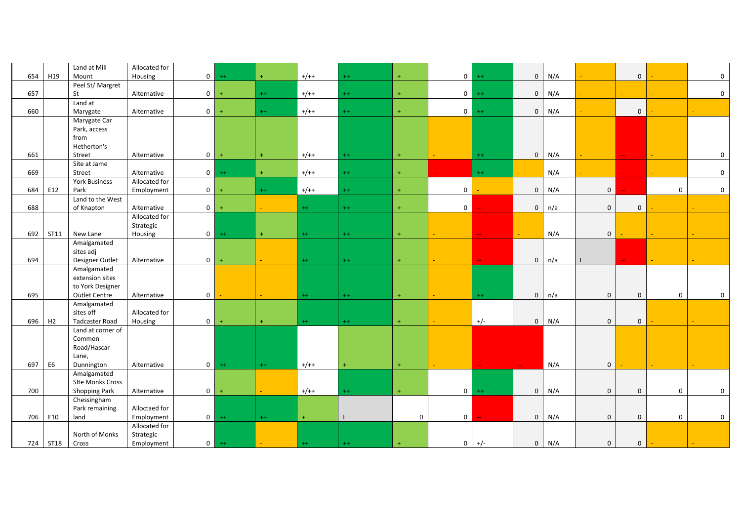| | | | | | | | | | | | | | | | | | |
|---|---|---|---|---|---|---|---|---|---|---|---|---|---|---|---|---|---|
| 654 | H19 | Land at Mill Mount | Allocated for Housing | 0 | ++ | + | +/++ | ++ | + | 0 | ++ | 0 | N/A | - | 0 | - | 0 |
| 657 | | Peel St/ Margret St | Alternative | 0 | + | ++ | +/++ | ++ | + | 0 | ++ | 0 | N/A | - | - | - | 0 |
| 660 | | Land at Marygate | Alternative | 0 | + | ++ | +/++ | ++ | + | 0 | ++ | 0 | N/A | - | 0 | - | - |
| 661 | | Marygate Car Park, access from Hetherton's Street | Alternative | 0 | + | + | +/++ | ++ | + | - | ++ | 0 | N/A | - | -- | - | 0 |
| 669 | | Site at Jame Street | Alternative | 0 | ++ | + | +/++ | ++ | + | -- | ++ | - | N/A | - | -- | - | 0 |
| 684 | E12 | York Business Park | Allocated for Employment | 0 | + | ++ | +/++ | ++ | + | 0 | - | 0 | N/A | 0 | -- | 0 | 0 |
| 688 | | Land to the West of Knapton | Alternative | 0 | + | - | ++ | ++ | + | 0 | -- | 0 | n/a | 0 | 0 | - | - |
| 692 | ST11 | New Lane | Allocated for Strategic Housing | 0 | ++ | + | ++ | ++ | + | - | -- | - | N/A | 0 | - | - | - |
| 694 | | Amalgamated sites adj Designer Outlet | Alternative | 0 | + | - | ++ | ++ | + | - | -- | 0 | n/a | I | -- | - | - |
| 695 | | Amalgamated extension sites to York Designer Outlet Centre | Alternative | 0 | - | - | ++ | ++ | + | - | ++ | 0 | n/a | 0 | 0 | 0 | 0 |
| 696 | H2 | Amalgamated sites off Tadcaster Road | Allocated for Housing | 0 | + | + | ++ | ++ | + | - | +/- | 0 | N/A | 0 | 0 | - | - |
| 697 | E6 | Land at corner of Common Road/Hascar Lane, Dunnington | Alternative | 0 | ++ | ++ | +/++ | + | + | - | -- | -- | N/A | 0 | - | - | - |
| 700 | | Amalgamated SIte Monks Cross Shopping Park | Alternative | 0 | + | - | +/++ | ++ | + | 0 | ++ | 0 | N/A | 0 | 0 | 0 | 0 |
| 706 | E10 | Chessingham Park remaining land | Alloctaed for Employment | 0 | ++ | ++ | + | I | 0 | 0 | -- | 0 | N/A | 0 | 0 | 0 | 0 |
| 724 | ST18 | North of Monks Cross | Allocated for Strategic Employment | 0 | ++ | - | ++ | ++ | + | 0 | +/- | 0 | N/A | 0 | 0 | - | - |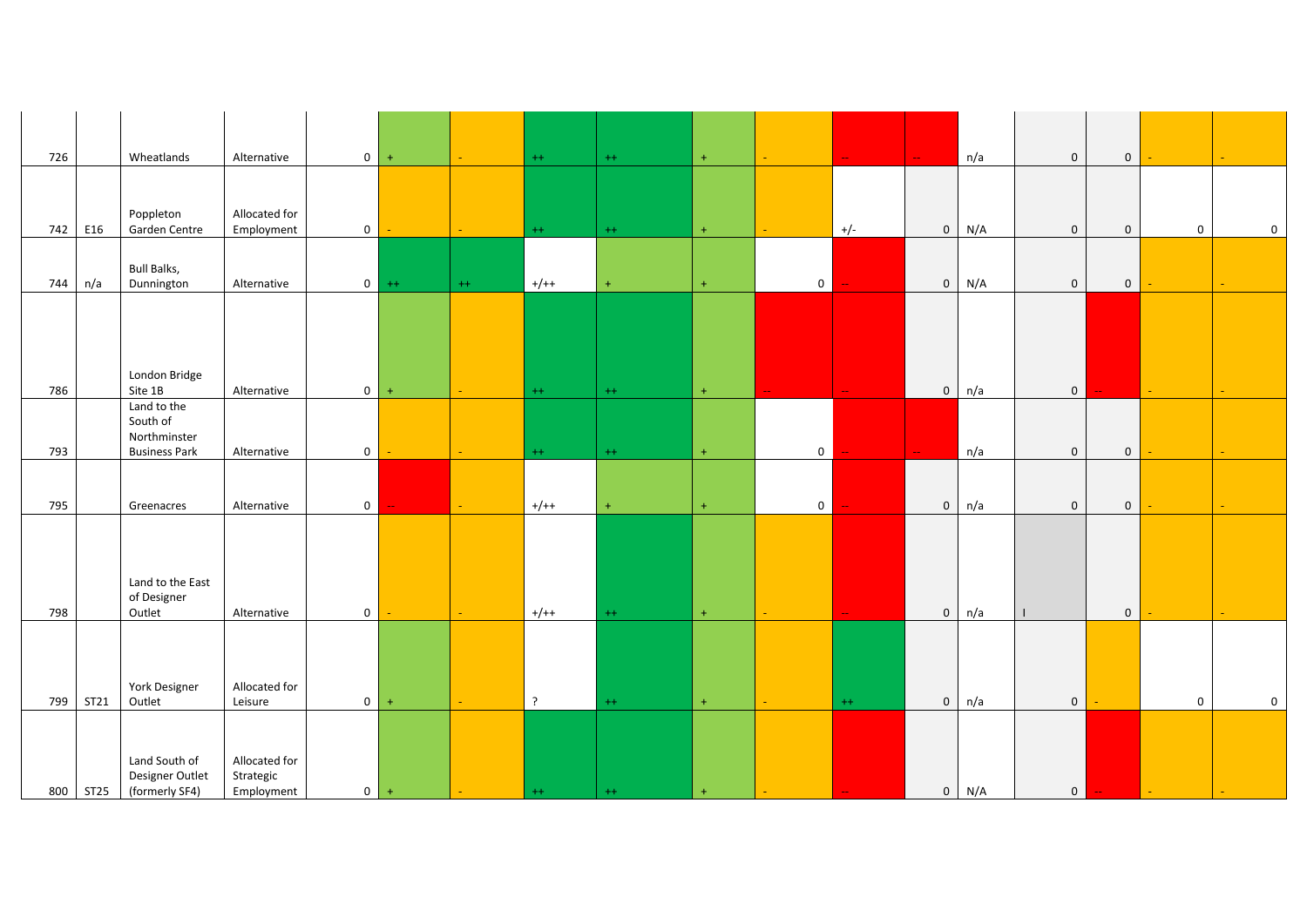| | | | | | | | | | | | | | | | | | |
|---|---|---|---|---|---|---|---|---|---|---|---|---|---|---|---|---|---|
| 726 | | Wheatlands | Alternative | 0 | + | - | ++ | ++ | + | - | -- | -- | n/a | 0 | 0 | - | - |
| 742 | E16 | Poppleton Garden Centre | Allocated for Employment | 0 | - | - | ++ | ++ | + | - | +/- | 0 | N/A | 0 | 0 | 0 | 0 |
| 744 | n/a | Bull Balks, Dunnington | Alternative | 0 | ++ | ++ | +/++ | + | + | 0 | -- | 0 | N/A | 0 | 0 | - | - |
| 786 | | London Bridge Site 1B | Alternative | 0 | + | - | ++ | ++ | + | -- | -- | 0 | n/a | 0 | -- | - | - |
| 793 | | Land to the South of Northminster Business Park | Alternative | 0 | - | - | ++ | ++ | + | 0 | -- | -- | n/a | 0 | 0 | - | - |
| 795 | | Greenacres | Alternative | 0 | -- | - | +/++ | + | + | 0 | -- | 0 | n/a | 0 | 0 | - | - |
| 798 | | Land to the East of Designer Outlet | Alternative | 0 | - | - | +/++ | ++ | + | - | -- | 0 | n/a | I | 0 | - | - |
| 799 | ST21 | York Designer Outlet | Allocated for Leisure | 0 | + | - | ? | ++ | + | - | ++ | 0 | n/a | 0 | - | 0 | 0 |
| 800 | ST25 | Land South of Designer Outlet (formerly SF4) | Allocated for Strategic Employment | 0 | + | - | ++ | ++ | + | - | -- | 0 | N/A | 0 | -- | - | - |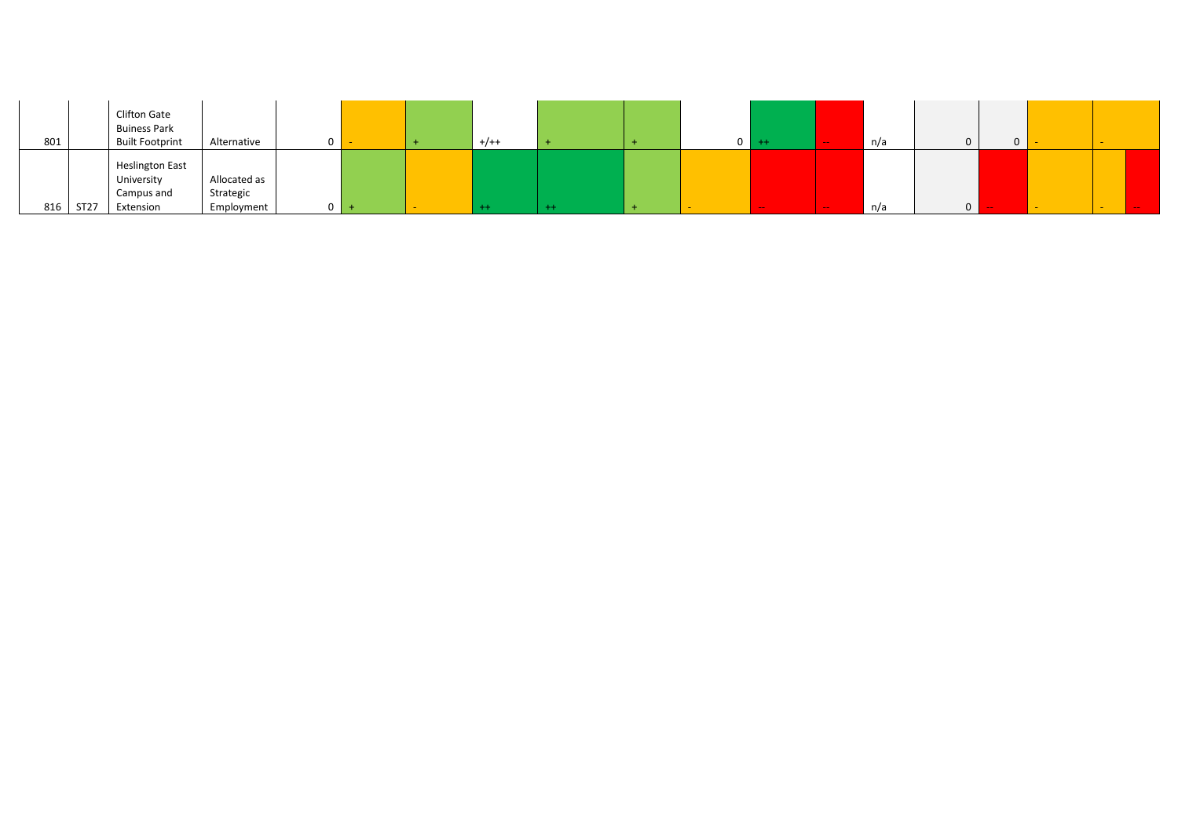| | | | | | | | | | | | | | | | | | | |
|---|---|---|---|---|---|---|---|---|---|---|---|---|---|---|---|---|---|---|
| 801 | | Clifton Gate Buiness Park Built Footprint | Alternative | 0 | - | + | +/++ | + | + | 0 | ++ | -- | n/a | 0 | 0 | - | - | |
| 816 | ST27 | Heslington East University Campus and Extension | Allocated as Strategic Employment | 0 | + | - | ++ | ++ | + | - | -- | -- | n/a | 0 | -- | - | - | -- |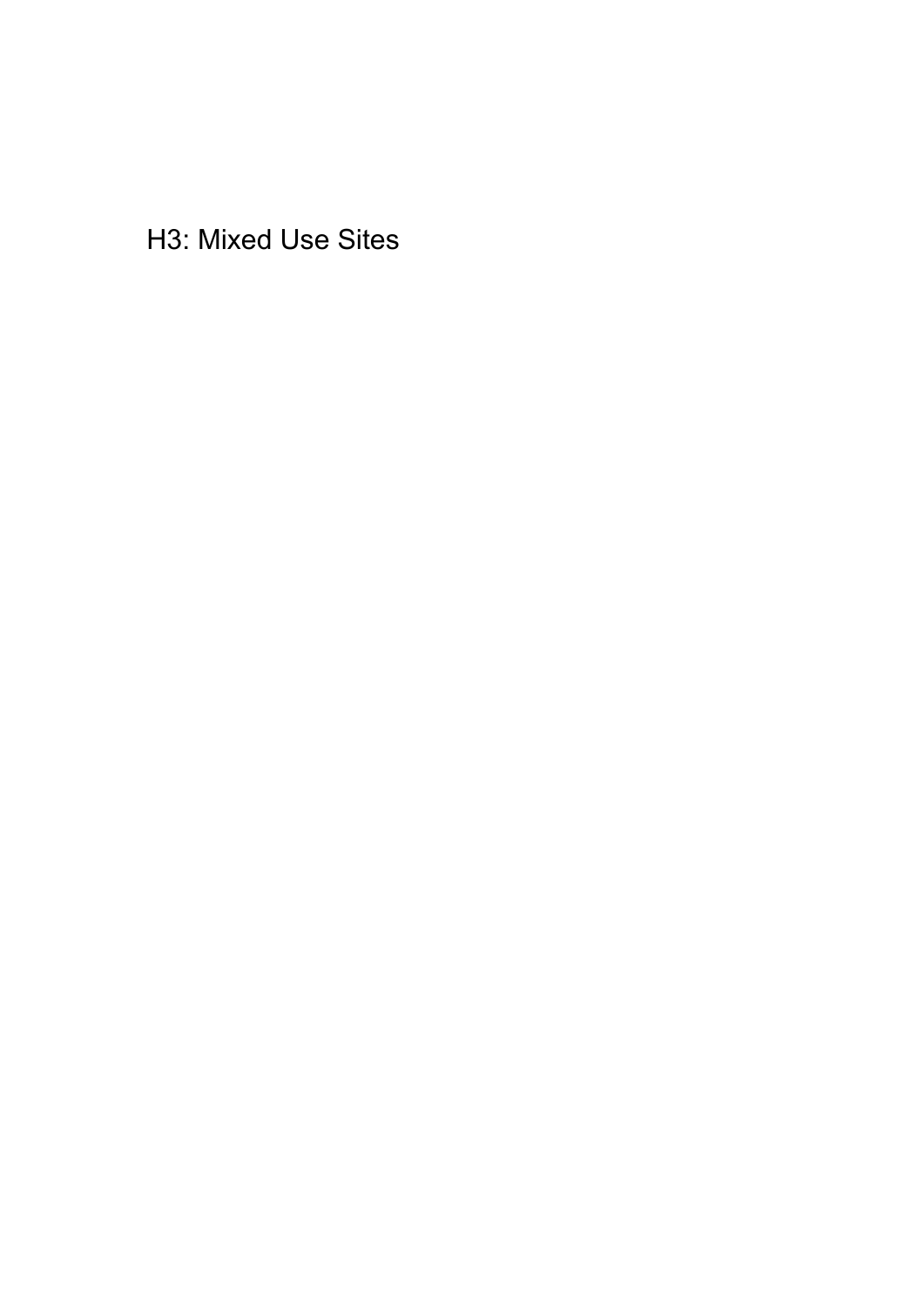# H3: Mixed Use Sites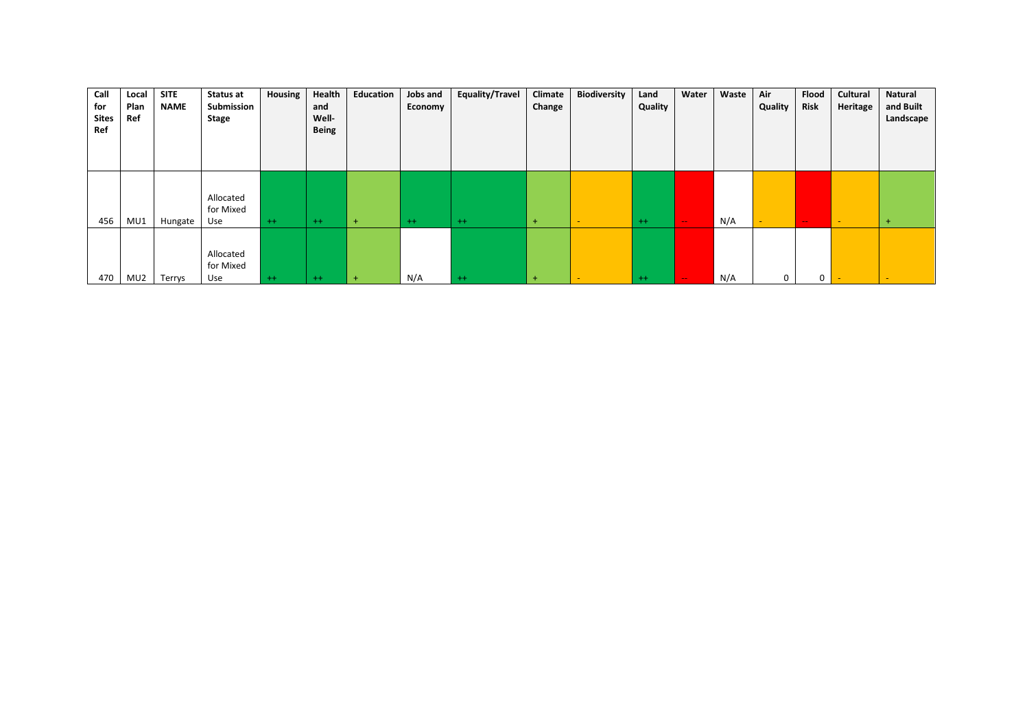| Call for Sites Ref | Local Plan Ref | SITE NAME | Status at Submission Stage | Housing | Health and Well-Being | Education | Jobs and Economy | Equality/Travel | Climate Change | Biodiversity | Land Quality | Water | Waste | Air Quality | Flood Risk | Cultural Heritage | Natural and Built Landscape |
|---|---|---|---|---|---|---|---|---|---|---|---|---|---|---|---|---|---|
| 456 | MU1 | Hungate | Allocated for Mixed Use | ++ | ++ | + | ++ | ++ | + | - | ++ | -- | N/A | - | -- | - | + |
| 470 | MU2 | Terrys | Allocated for Mixed Use | ++ | ++ | + | N/A | ++ | + | - | ++ | -- | N/A | 0 | 0 | - | - |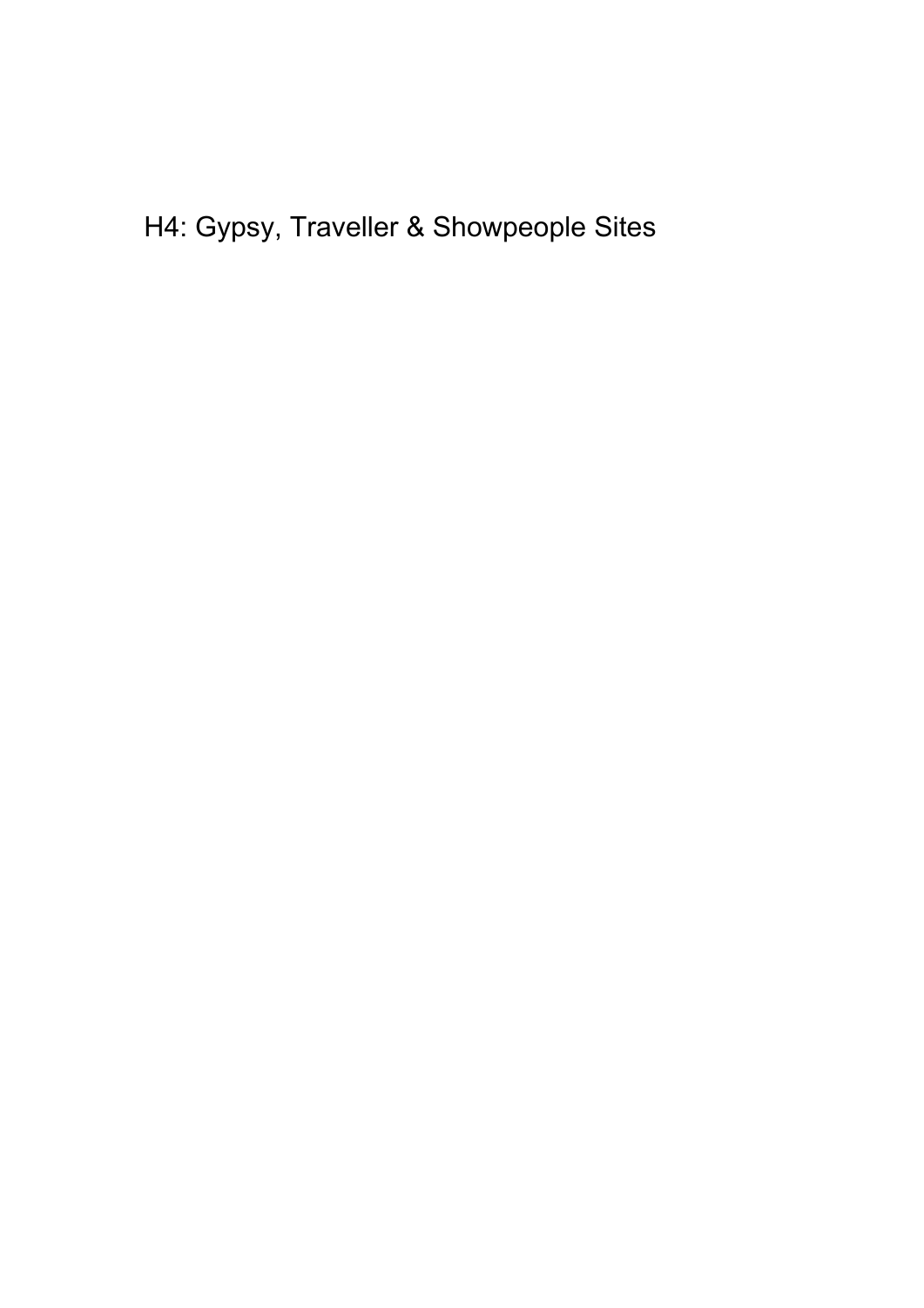# H4: Gypsy, Traveller & Showpeople Sites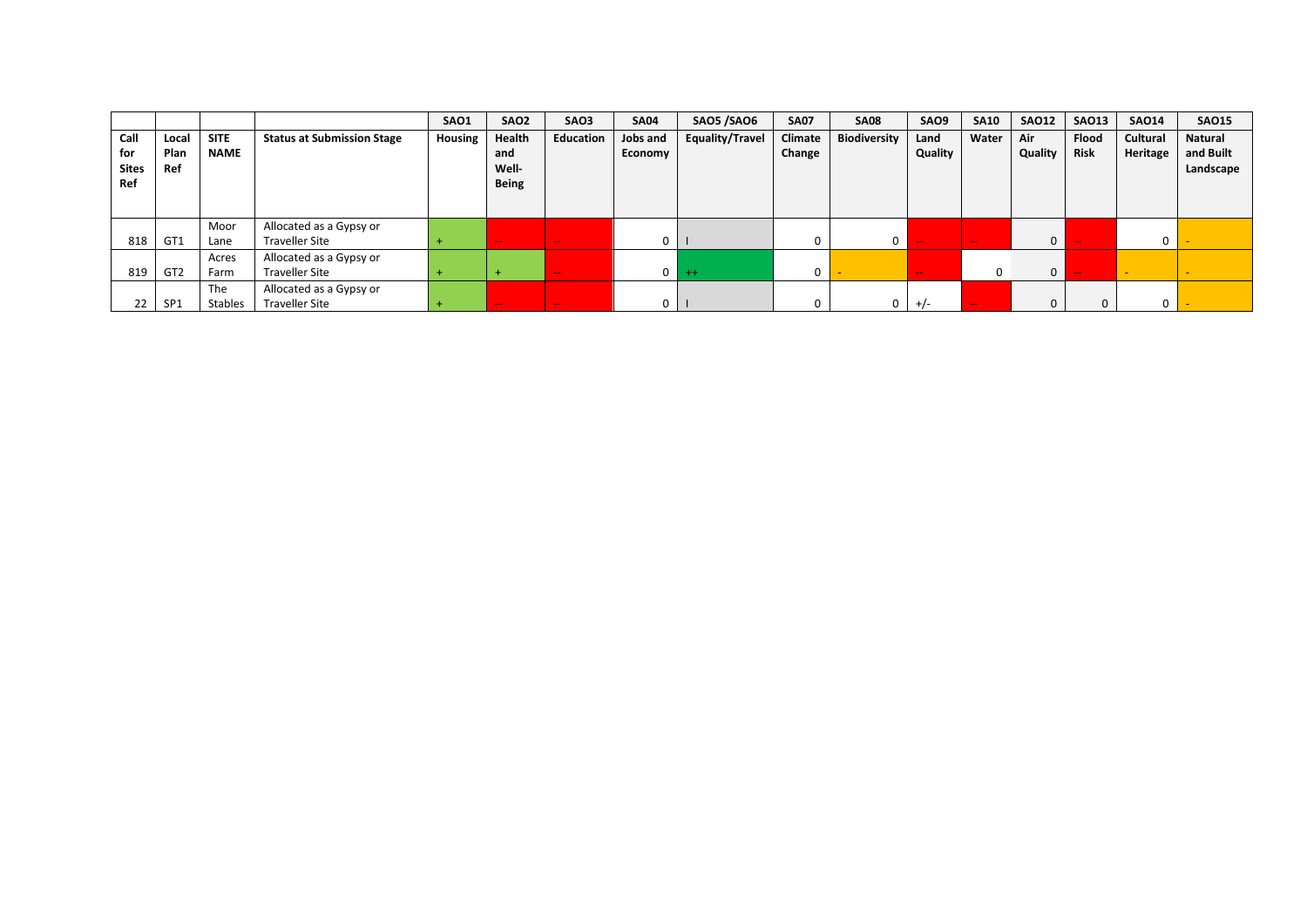| | | | | SAO1 | SAO2 | SAO3 | SA04 | SAO5 /SAO6 | SA07 | SA08 | SAO9 | SA10 | SAO12 | SAO13 | SAO14 | SAO15 |
|---|---|---|---|---|---|---|---|---|---|---|---|---|---|---|---|---|
| Call for Sites Ref | Local Plan Ref | SITE NAME | Status at Submission Stage | Housing | Health and Well-Being | Education | Jobs and Economy | Equality/Travel | Climate Change | Biodiversity | Land Quality | Water | Air Quality | Flood Risk | Cultural Heritage | Natural and Built Landscape |
| 818 | GT1 | Moor Lane | Allocated as a Gypsy or Traveller Site | + | -- | -- | 0 | I | 0 | 0 | -- | -- | 0 | -- | 0 | - |
| 819 | GT2 | Acres Farm | Allocated as a Gypsy or Traveller Site | + | + | -- | 0 | ++ | 0 | - | -- | 0 | 0 | -- | - | - |
| 22 | SP1 | The Stables | Allocated as a Gypsy or Traveller Site | + | -- | -- | 0 | I | 0 | 0 | +/- | -- | 0 | 0 | 0 | - |